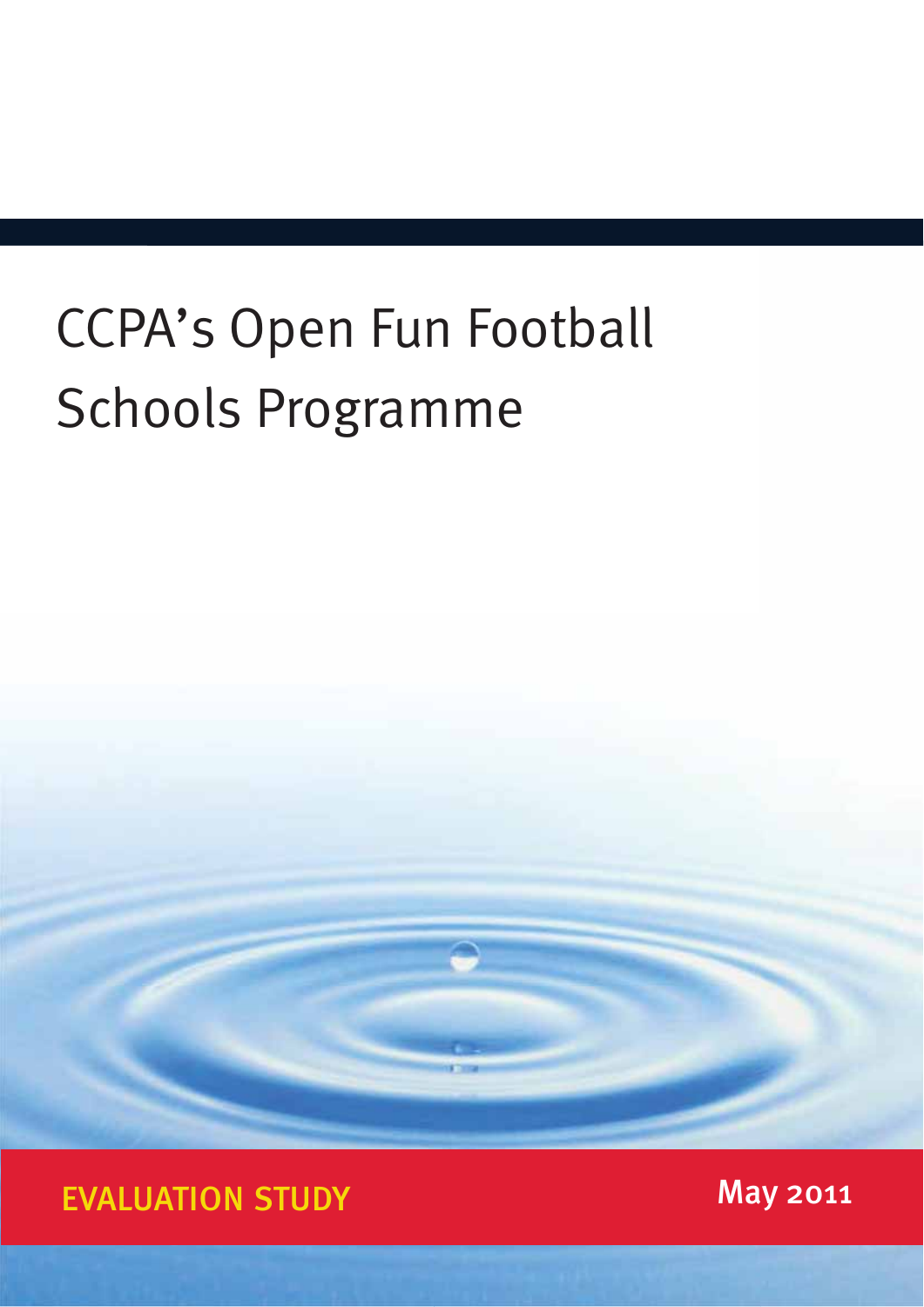# CCPA's Open Fun Football Schools Programme

EVALUATION STUDY

May 2011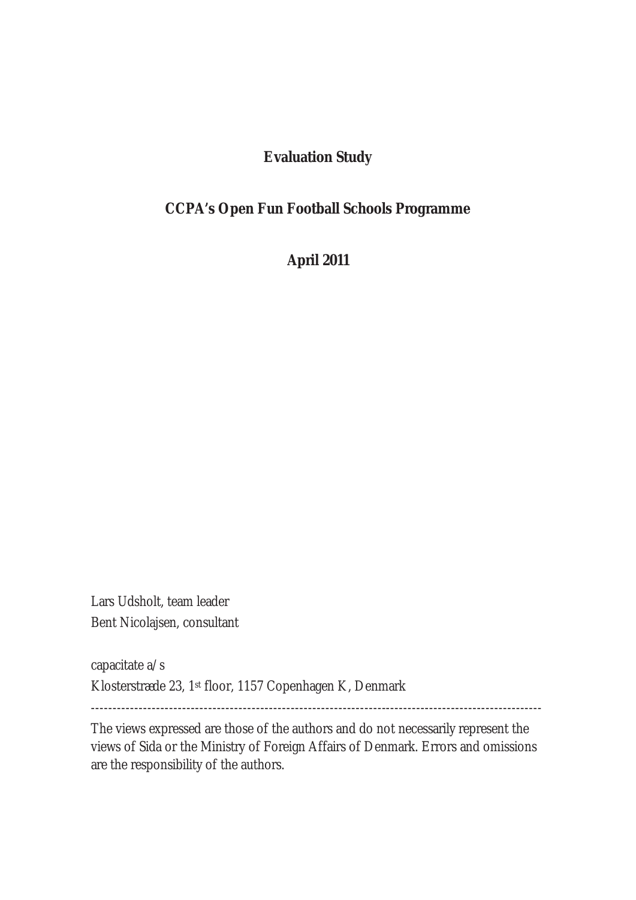**Evaluation Study**

**CCPA's Open Fun Football Schools Programme**

**April 2011**

Lars Udsholt, team leader
Bent Nicolajsen, consultant

capacitate a/s
Klosterstræde 23, 1st floor, 1157 Copenhagen K, Denmark

---

The views expressed are those of the authors and do not necessarily represent the views of Sida or the Ministry of Foreign Affairs of Denmark. Errors and omissions are the responsibility of the authors.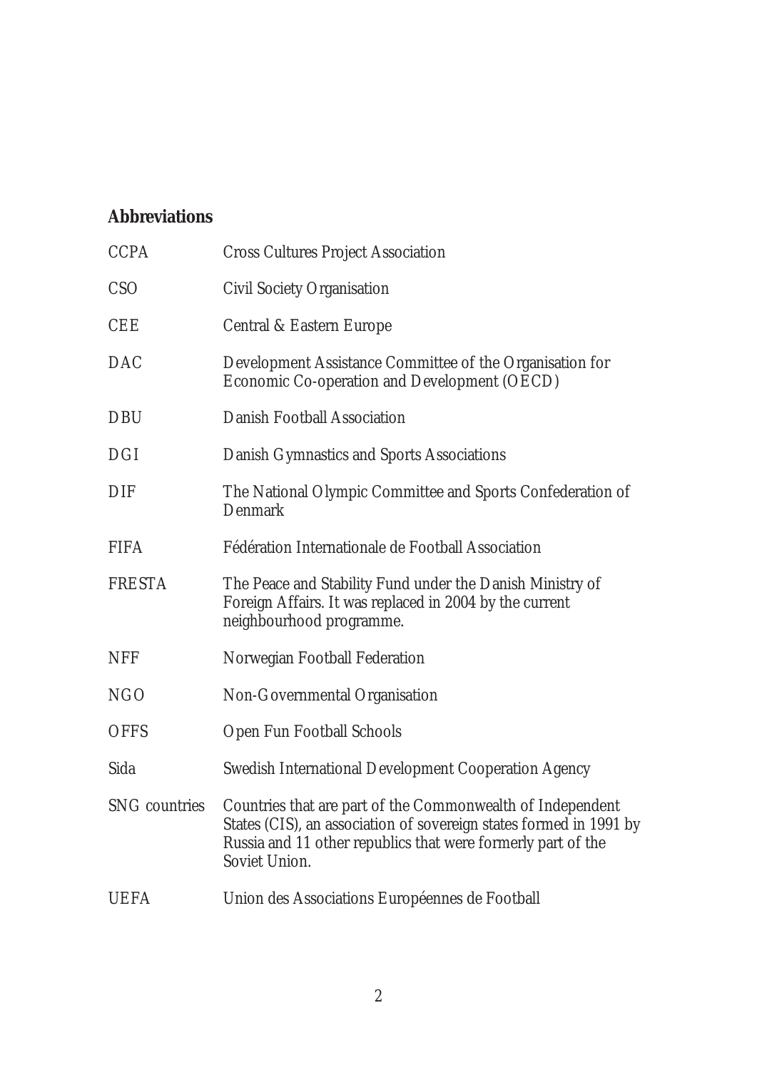## Abbreviations

| | |
|---|---|
| CCPA | Cross Cultures Project Association |
| CSO | Civil Society Organisation |
| CEE | Central & Eastern Europe |
| DAC | Development Assistance Committee of the Organisation for Economic Co-operation and Development (OECD) |
| DBU | Danish Football Association |
| DGI | Danish Gymnastics and Sports Associations |
| DIF | The National Olympic Committee and Sports Confederation of Denmark |
| FIFA | Fédération Internationale de Football Association |
| FRESTA | The Peace and Stability Fund under the Danish Ministry of Foreign Affairs. It was replaced in 2004 by the current neighbourhood programme. |
| NFF | Norwegian Football Federation |
| NGO | Non-Governmental Organisation |
| OFFS | Open Fun Football Schools |
| Sida | Swedish International Development Cooperation Agency |
| SNG countries | Countries that are part of the Commonwealth of Independent States (CIS), an association of sovereign states formed in 1991 by Russia and 11 other republics that were formerly part of the Soviet Union. |
| UEFA | Union des Associations Européennes de Football |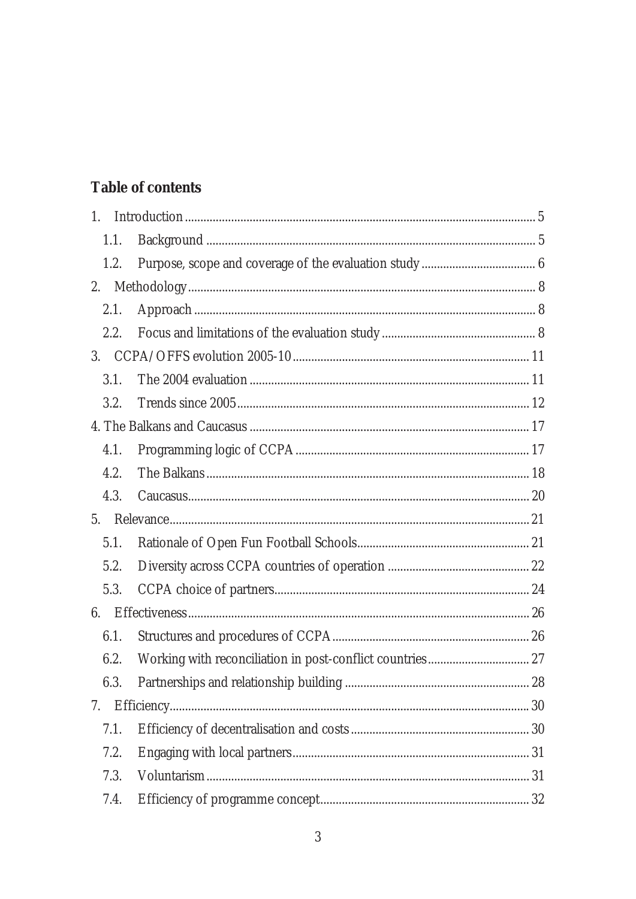## Table of contents

1. Introduction ..... 5
   - 1.1. Background ..... 5
   - 1.2. Purpose, scope and coverage of the evaluation study ..... 6
2. Methodology ..... 8
   - 2.1. Approach ..... 8
   - 2.2. Focus and limitations of the evaluation study ..... 8
3. CCPA/OFFS evolution 2005-10 ..... 11
   - 3.1. The 2004 evaluation ..... 11
   - 3.2. Trends since 2005 ..... 12
4. The Balkans and Caucasus ..... 17
   - 4.1. Programming logic of CCPA ..... 17
   - 4.2. The Balkans ..... 18
   - 4.3. Caucasus ..... 20
5. Relevance ..... 21
   - 5.1. Rationale of Open Fun Football Schools ..... 21
   - 5.2. Diversity across CCPA countries of operation ..... 22
   - 5.3. CCPA choice of partners ..... 24
6. Effectiveness ..... 26
   - 6.1. Structures and procedures of CCPA ..... 26
   - 6.2. Working with reconciliation in post-conflict countries ..... 27
   - 6.3. Partnerships and relationship building ..... 28
7. Efficiency ..... 30
   - 7.1. Efficiency of decentralisation and costs ..... 30
   - 7.2. Engaging with local partners ..... 31
   - 7.3. Voluntarism ..... 31
   - 7.4. Efficiency of programme concept ..... 32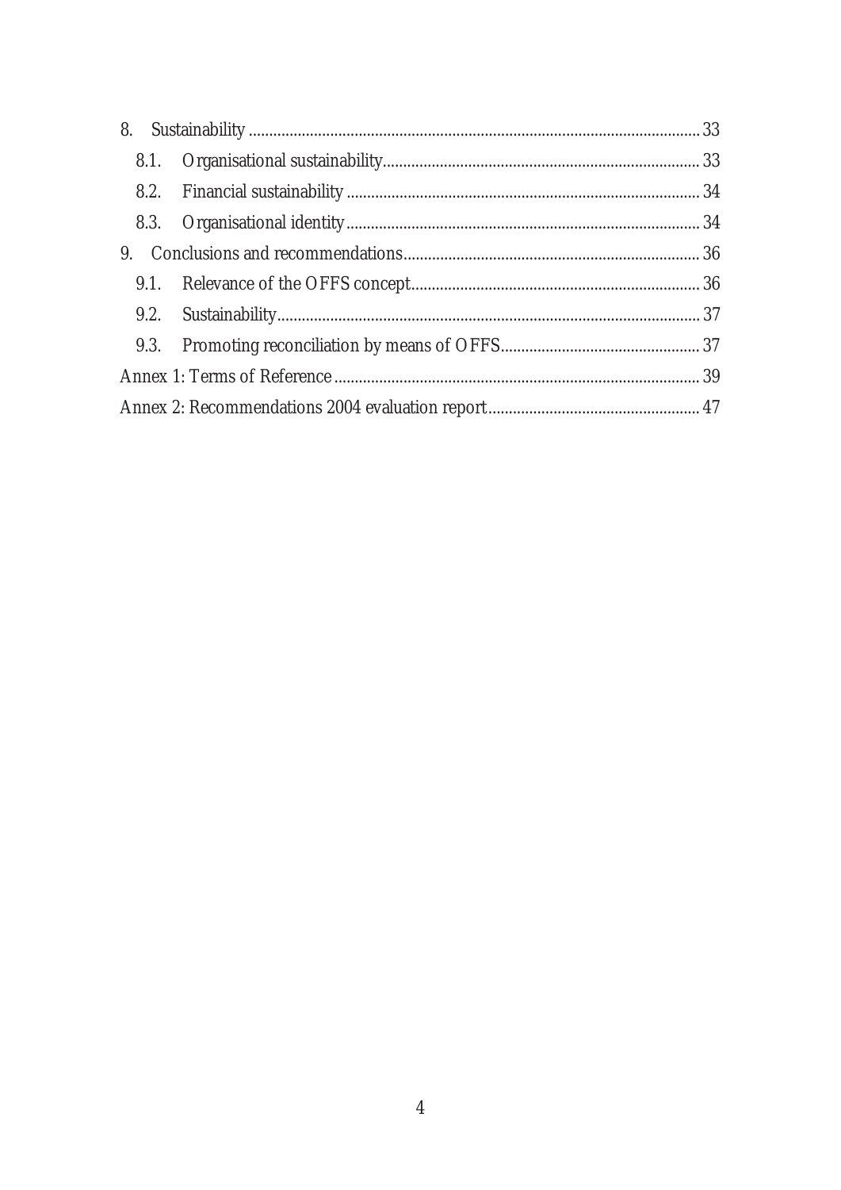8. Sustainability ............................................................................................................ 33
   8.1. Organisational sustainability.......................................................................... 33
   8.2. Financial sustainability ................................................................................... 34
   8.3. Organisational identity.................................................................................... 34
9. Conclusions and recommendations..................................................................... 36
   9.1. Relevance of the OFFS concept..................................................................... 36
   9.2. Sustainability.................................................................................................... 37
   9.3. Promoting reconciliation by means of OFFS................................................ 37

Annex 1: Terms of Reference ....................................................................................... 39

Annex 2: Recommendations 2004 evaluation report.................................................. 47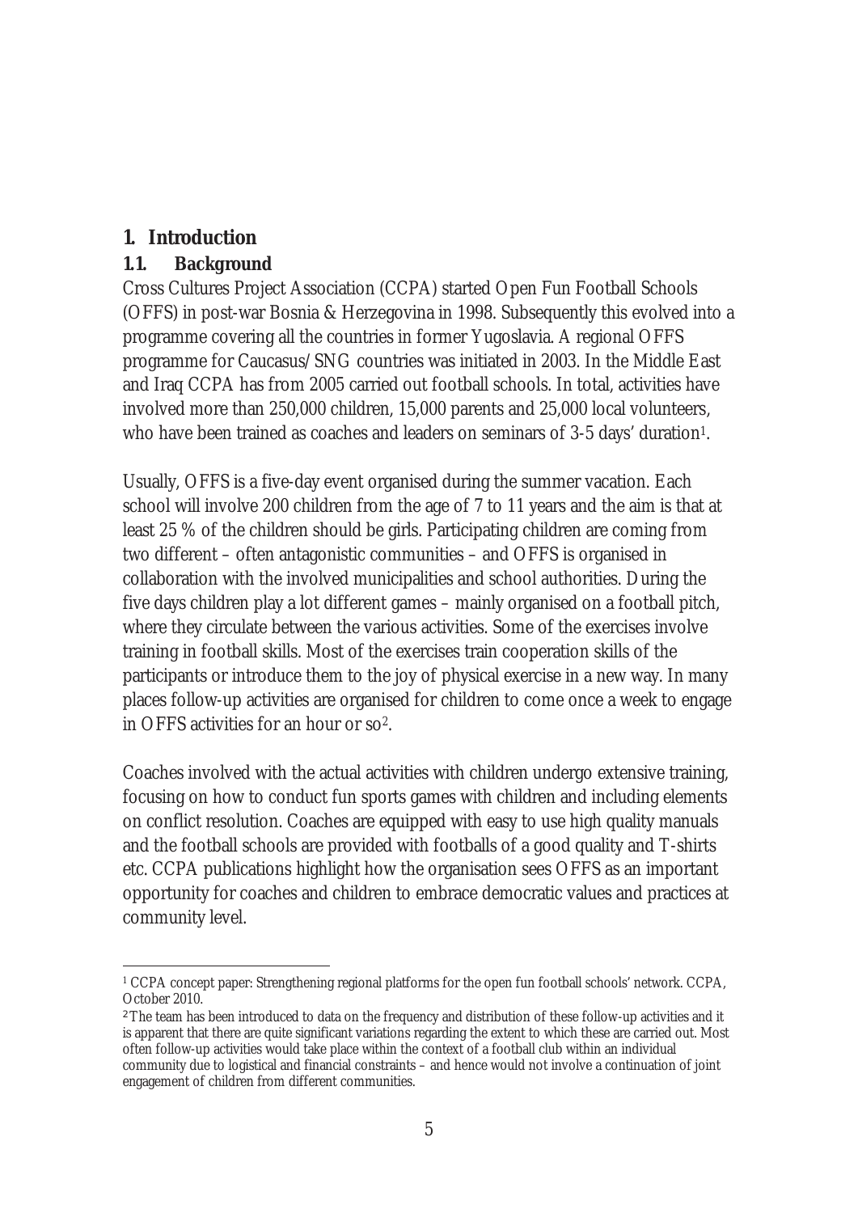# 1. Introduction

## 1.1. Background

Cross Cultures Project Association (CCPA) started Open Fun Football Schools (OFFS) in post-war Bosnia & Herzegovina in 1998. Subsequently this evolved into a programme covering all the countries in former Yugoslavia. A regional OFFS programme for Caucasus/SNG countries was initiated in 2003. In the Middle East and Iraq CCPA has from 2005 carried out football schools. In total, activities have involved more than 250,000 children, 15,000 parents and 25,000 local volunteers, who have been trained as coaches and leaders on seminars of 3-5 days' duration[1].

Usually, OFFS is a five-day event organised during the summer vacation. Each school will involve 200 children from the age of 7 to 11 years and the aim is that at least 25 % of the children should be girls. Participating children are coming from two different – often antagonistic communities – and OFFS is organised in collaboration with the involved municipalities and school authorities. During the five days children play a lot different games – mainly organised on a football pitch, where they circulate between the various activities. Some of the exercises involve training in football skills. Most of the exercises train cooperation skills of the participants or introduce them to the joy of physical exercise in a new way. In many places follow-up activities are organised for children to come once a week to engage in OFFS activities for an hour or so[2].

Coaches involved with the actual activities with children undergo extensive training, focusing on how to conduct fun sports games with children and including elements on conflict resolution. Coaches are equipped with easy to use high quality manuals and the football schools are provided with footballs of a good quality and T-shirts etc. CCPA publications highlight how the organisation sees OFFS as an important opportunity for coaches and children to embrace democratic values and practices at community level.

---

[1] CCPA concept paper: Strengthening regional platforms for the open fun football schools' network. CCPA, October 2010.

[2] The team has been introduced to data on the frequency and distribution of these follow-up activities and it is apparent that there are quite significant variations regarding the extent to which these are carried out. Most often follow-up activities would take place within the context of a football club within an individual community due to logistical and financial constraints – and hence would not involve a continuation of joint engagement of children from different communities.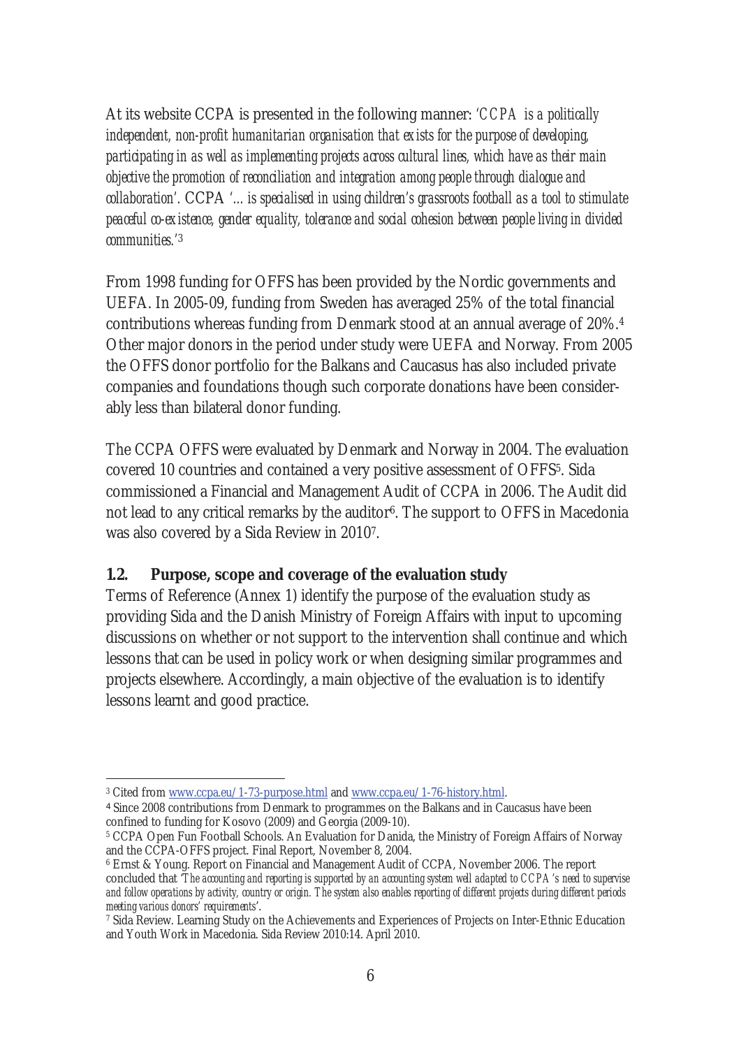At its website CCPA is presented in the following manner: *'CCPA is a politically independent, non-profit humanitarian organisation that exists for the purpose of developing, participating in as well as implementing projects across cultural lines, which have as their main objective the promotion of reconciliation and integration among people through dialogue and collaboration'.* CCPA *'… is specialised in using children's grassroots football as a tool to stimulate peaceful co-existence, gender equality, tolerance and social cohesion between people living in divided communities.'*[3]

From 1998 funding for OFFS has been provided by the Nordic governments and UEFA. In 2005-09, funding from Sweden has averaged 25% of the total financial contributions whereas funding from Denmark stood at an annual average of 20%.[4] Other major donors in the period under study were UEFA and Norway. From 2005 the OFFS donor portfolio for the Balkans and Caucasus has also included private companies and foundations though such corporate donations have been considerably less than bilateral donor funding.

The CCPA OFFS were evaluated by Denmark and Norway in 2004. The evaluation covered 10 countries and contained a very positive assessment of OFFS[5]. Sida commissioned a Financial and Management Audit of CCPA in 2006. The Audit did not lead to any critical remarks by the auditor[6]. The support to OFFS in Macedonia was also covered by a Sida Review in 2010[7].

## 1.2. Purpose, scope and coverage of the evaluation study

Terms of Reference (Annex 1) identify the purpose of the evaluation study as providing Sida and the Danish Ministry of Foreign Affairs with input to upcoming discussions on whether or not support to the intervention shall continue and which lessons that can be used in policy work or when designing similar programmes and projects elsewhere. Accordingly, a main objective of the evaluation is to identify lessons learnt and good practice.

---

[3] Cited from www.ccpa.eu/1-73-purpose.html and www.ccpa.eu/1-76-history.html.

[4] Since 2008 contributions from Denmark to programmes on the Balkans and in Caucasus have been confined to funding for Kosovo (2009) and Georgia (2009-10).

[5] CCPA Open Fun Football Schools. An Evaluation for Danida, the Ministry of Foreign Affairs of Norway and the CCPA-OFFS project. Final Report, November 8, 2004.

[6] Ernst & Young. Report on Financial and Management Audit of CCPA, November 2006. The report concluded that *'The accounting and reporting is supported by an accounting system well adapted to CCPA's need to supervise and follow operations by activity, country or origin. The system also enables reporting of different projects during different periods meeting various donors' requirements'*.

[7] Sida Review. Learning Study on the Achievements and Experiences of Projects on Inter-Ethnic Education and Youth Work in Macedonia. Sida Review 2010:14. April 2010.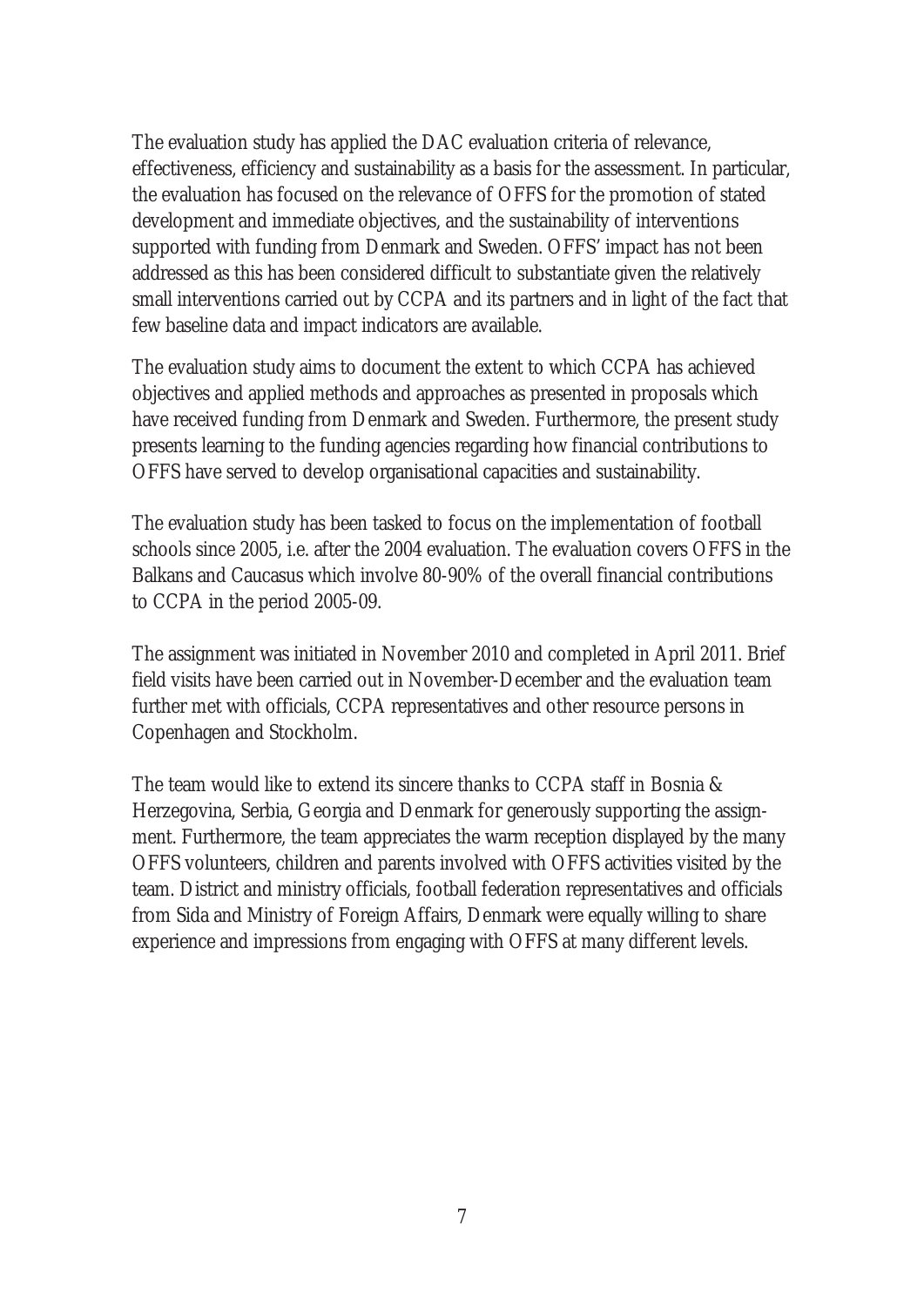The evaluation study has applied the DAC evaluation criteria of relevance, effectiveness, efficiency and sustainability as a basis for the assessment. In particular, the evaluation has focused on the relevance of OFFS for the promotion of stated development and immediate objectives, and the sustainability of interventions supported with funding from Denmark and Sweden. OFFS' impact has not been addressed as this has been considered difficult to substantiate given the relatively small interventions carried out by CCPA and its partners and in light of the fact that few baseline data and impact indicators are available.

The evaluation study aims to document the extent to which CCPA has achieved objectives and applied methods and approaches as presented in proposals which have received funding from Denmark and Sweden. Furthermore, the present study presents learning to the funding agencies regarding how financial contributions to OFFS have served to develop organisational capacities and sustainability.

The evaluation study has been tasked to focus on the implementation of football schools since 2005, i.e. after the 2004 evaluation. The evaluation covers OFFS in the Balkans and Caucasus which involve 80-90% of the overall financial contributions to CCPA in the period 2005-09.

The assignment was initiated in November 2010 and completed in April 2011. Brief field visits have been carried out in November-December and the evaluation team further met with officials, CCPA representatives and other resource persons in Copenhagen and Stockholm.

The team would like to extend its sincere thanks to CCPA staff in Bosnia & Herzegovina, Serbia, Georgia and Denmark for generously supporting the assignment. Furthermore, the team appreciates the warm reception displayed by the many OFFS volunteers, children and parents involved with OFFS activities visited by the team. District and ministry officials, football federation representatives and officials from Sida and Ministry of Foreign Affairs, Denmark were equally willing to share experience and impressions from engaging with OFFS at many different levels.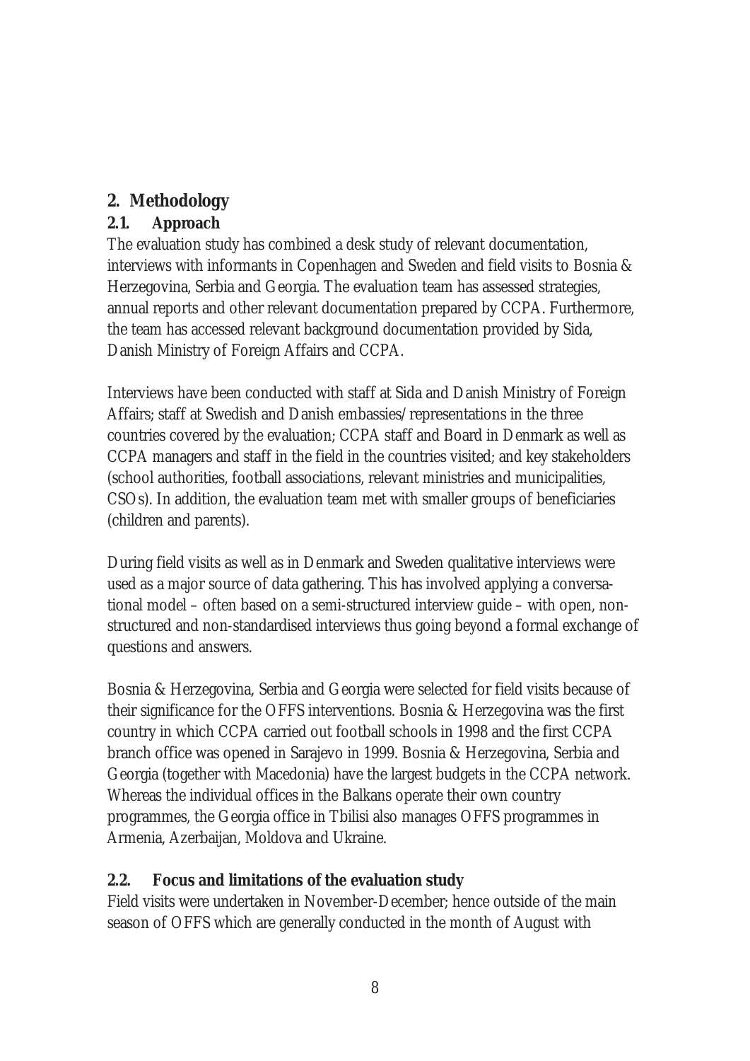## 2. Methodology

### 2.1. Approach

The evaluation study has combined a desk study of relevant documentation, interviews with informants in Copenhagen and Sweden and field visits to Bosnia & Herzegovina, Serbia and Georgia. The evaluation team has assessed strategies, annual reports and other relevant documentation prepared by CCPA. Furthermore, the team has accessed relevant background documentation provided by Sida, Danish Ministry of Foreign Affairs and CCPA.

Interviews have been conducted with staff at Sida and Danish Ministry of Foreign Affairs; staff at Swedish and Danish embassies/representations in the three countries covered by the evaluation; CCPA staff and Board in Denmark as well as CCPA managers and staff in the field in the countries visited; and key stakeholders (school authorities, football associations, relevant ministries and municipalities, CSOs). In addition, the evaluation team met with smaller groups of beneficiaries (children and parents).

During field visits as well as in Denmark and Sweden qualitative interviews were used as a major source of data gathering. This has involved applying a conversational model – often based on a semi-structured interview guide – with open, non-structured and non-standardised interviews thus going beyond a formal exchange of questions and answers.

Bosnia & Herzegovina, Serbia and Georgia were selected for field visits because of their significance for the OFFS interventions. Bosnia & Herzegovina was the first country in which CCPA carried out football schools in 1998 and the first CCPA branch office was opened in Sarajevo in 1999. Bosnia & Herzegovina, Serbia and Georgia (together with Macedonia) have the largest budgets in the CCPA network. Whereas the individual offices in the Balkans operate their own country programmes, the Georgia office in Tbilisi also manages OFFS programmes in Armenia, Azerbaijan, Moldova and Ukraine.

### 2.2. Focus and limitations of the evaluation study

Field visits were undertaken in November-December; hence outside of the main season of OFFS which are generally conducted in the month of August with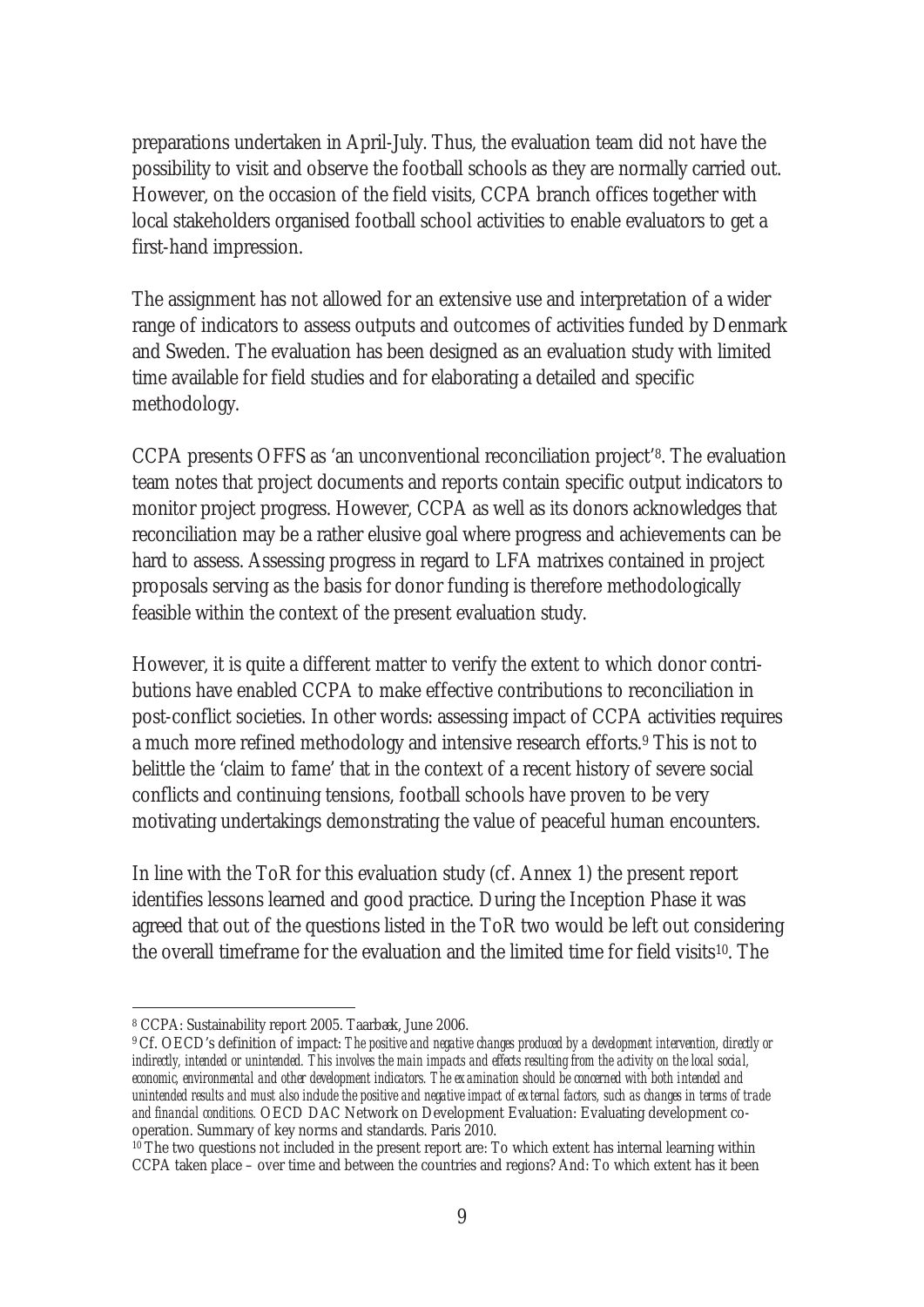preparations undertaken in April-July. Thus, the evaluation team did not have the possibility to visit and observe the football schools as they are normally carried out. However, on the occasion of the field visits, CCPA branch offices together with local stakeholders organised football school activities to enable evaluators to get a first-hand impression.

The assignment has not allowed for an extensive use and interpretation of a wider range of indicators to assess outputs and outcomes of activities funded by Denmark and Sweden. The evaluation has been designed as an evaluation study with limited time available for field studies and for elaborating a detailed and specific methodology.

CCPA presents OFFS as 'an unconventional reconciliation project'[8]. The evaluation team notes that project documents and reports contain specific output indicators to monitor project progress. However, CCPA as well as its donors acknowledges that reconciliation may be a rather elusive goal where progress and achievements can be hard to assess. Assessing progress in regard to LFA matrixes contained in project proposals serving as the basis for donor funding is therefore methodologically feasible within the context of the present evaluation study.

However, it is quite a different matter to verify the extent to which donor contributions have enabled CCPA to make effective contributions to reconciliation in post-conflict societies. In other words: assessing impact of CCPA activities requires a much more refined methodology and intensive research efforts.[9] This is not to belittle the 'claim to fame' that in the context of a recent history of severe social conflicts and continuing tensions, football schools have proven to be very motivating undertakings demonstrating the value of peaceful human encounters.

In line with the ToR for this evaluation study (cf. Annex 1) the present report identifies lessons learned and good practice. During the Inception Phase it was agreed that out of the questions listed in the ToR two would be left out considering the overall timeframe for the evaluation and the limited time for field visits[10]. The

---

[8] CCPA: Sustainability report 2005. Taarbæk, June 2006.

[9] Cf. OECD's definition of impact: *The positive and negative changes produced by a development intervention, directly or indirectly, intended or unintended. This involves the main impacts and effects resulting from the activity on the local social, economic, environmental and other development indicators. The examination should be concerned with both intended and unintended results and must also include the positive and negative impact of external factors, such as changes in terms of trade and financial conditions.* OECD DAC Network on Development Evaluation: Evaluating development co-operation. Summary of key norms and standards. Paris 2010.

[10] The two questions not included in the present report are: To which extent has internal learning within CCPA taken place – over time and between the countries and regions? And: To which extent has it been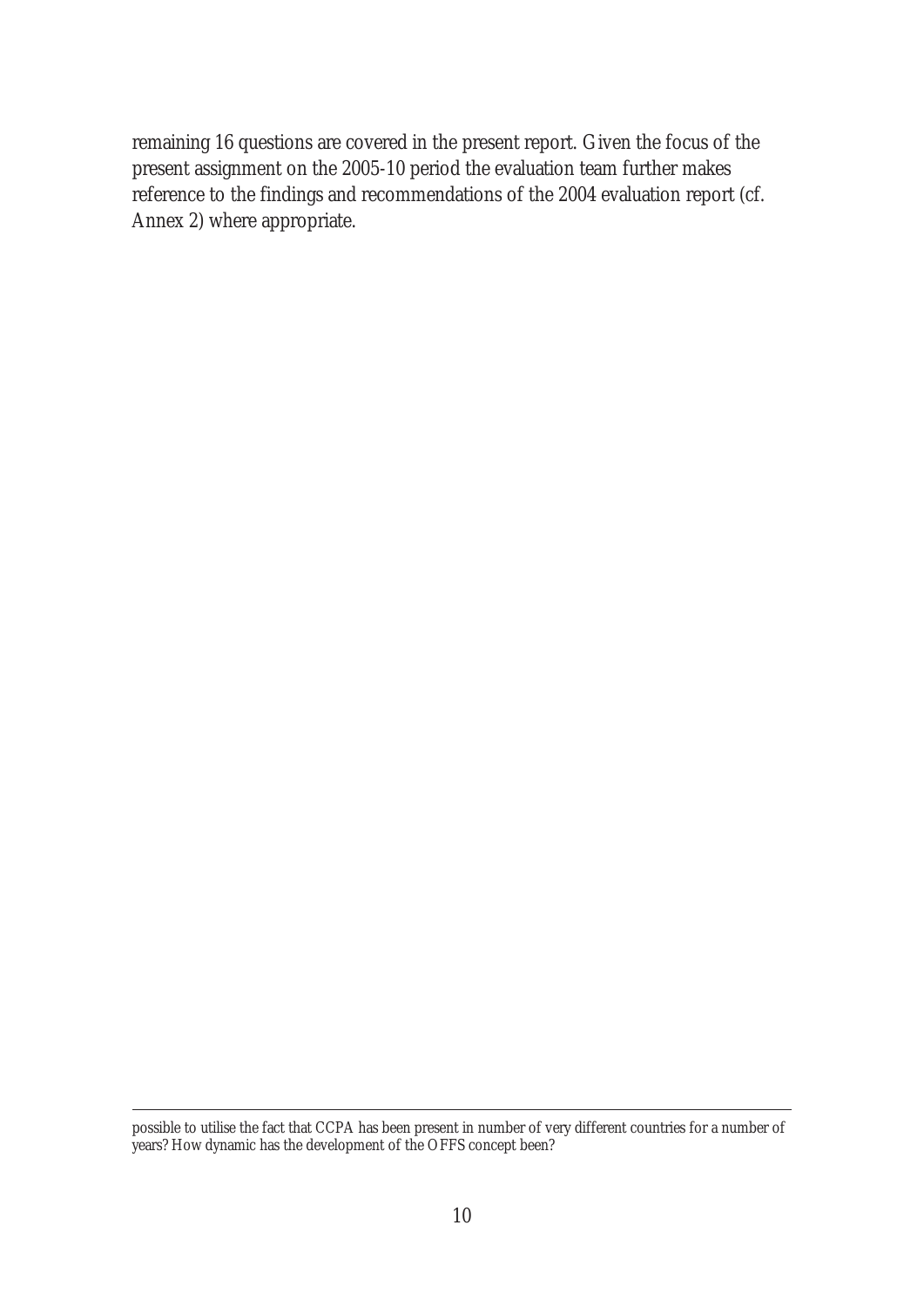remaining 16 questions are covered in the present report. Given the focus of the present assignment on the 2005-10 period the evaluation team further makes reference to the findings and recommendations of the 2004 evaluation report (cf. Annex 2) where appropriate.

---

possible to utilise the fact that CCPA has been present in number of very different countries for a number of years? How dynamic has the development of the OFFS concept been?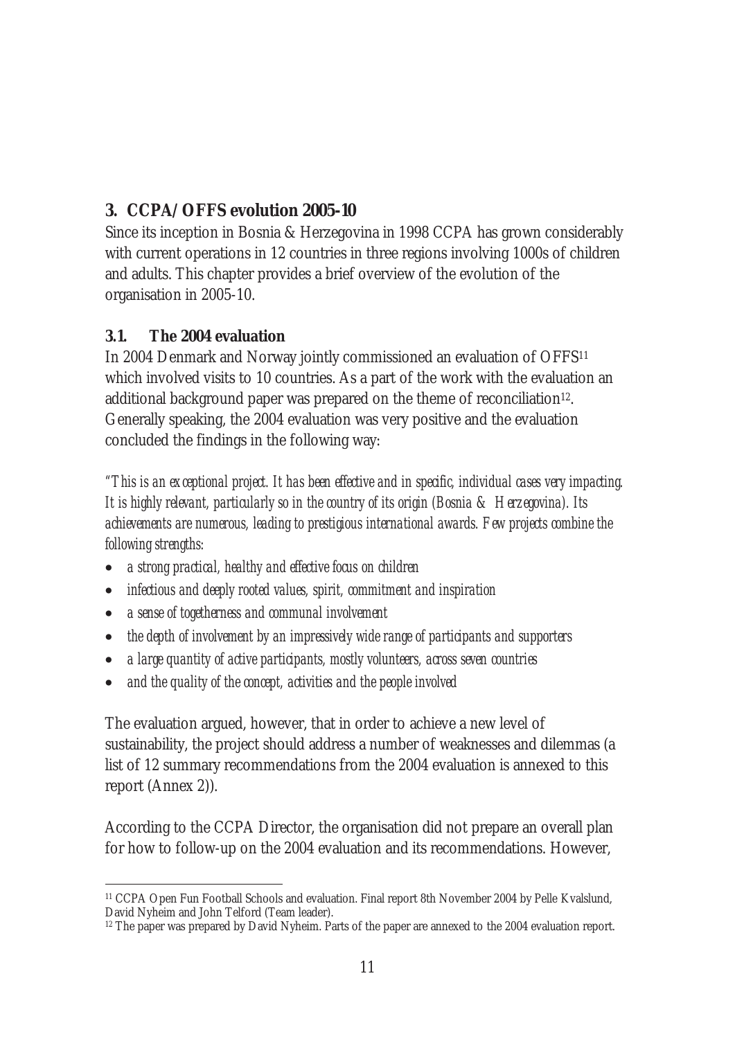## 3. CCPA/OFFS evolution 2005-10

Since its inception in Bosnia & Herzegovina in 1998 CCPA has grown considerably with current operations in 12 countries in three regions involving 1000s of children and adults. This chapter provides a brief overview of the evolution of the organisation in 2005-10.

### 3.1. The 2004 evaluation

In 2004 Denmark and Norway jointly commissioned an evaluation of OFFS[11] which involved visits to 10 countries. As a part of the work with the evaluation an additional background paper was prepared on the theme of reconciliation[12]. Generally speaking, the 2004 evaluation was very positive and the evaluation concluded the findings in the following way:

*"This is an exceptional project. It has been effective and in specific, individual cases very impacting. It is highly relevant, particularly so in the country of its origin (Bosnia & Herzegovina). Its achievements are numerous, leading to prestigious international awards. Few projects combine the following strengths:*

- *a strong practical, healthy and effective focus on children*
- *infectious and deeply rooted values, spirit, commitment and inspiration*
- *a sense of togetherness and communal involvement*
- *the depth of involvement by an impressively wide range of participants and supporters*
- *a large quantity of active participants, mostly volunteers, across seven countries*
- *and the quality of the concept, activities and the people involved*

The evaluation argued, however, that in order to achieve a new level of sustainability, the project should address a number of weaknesses and dilemmas (a list of 12 summary recommendations from the 2004 evaluation is annexed to this report (Annex 2)).

According to the CCPA Director, the organisation did not prepare an overall plan for how to follow-up on the 2004 evaluation and its recommendations. However,

[11] CCPA Open Fun Football Schools and evaluation. Final report 8th November 2004 by Pelle Kvalslund, David Nyheim and John Telford (Team leader).

[12] The paper was prepared by David Nyheim. Parts of the paper are annexed to the 2004 evaluation report.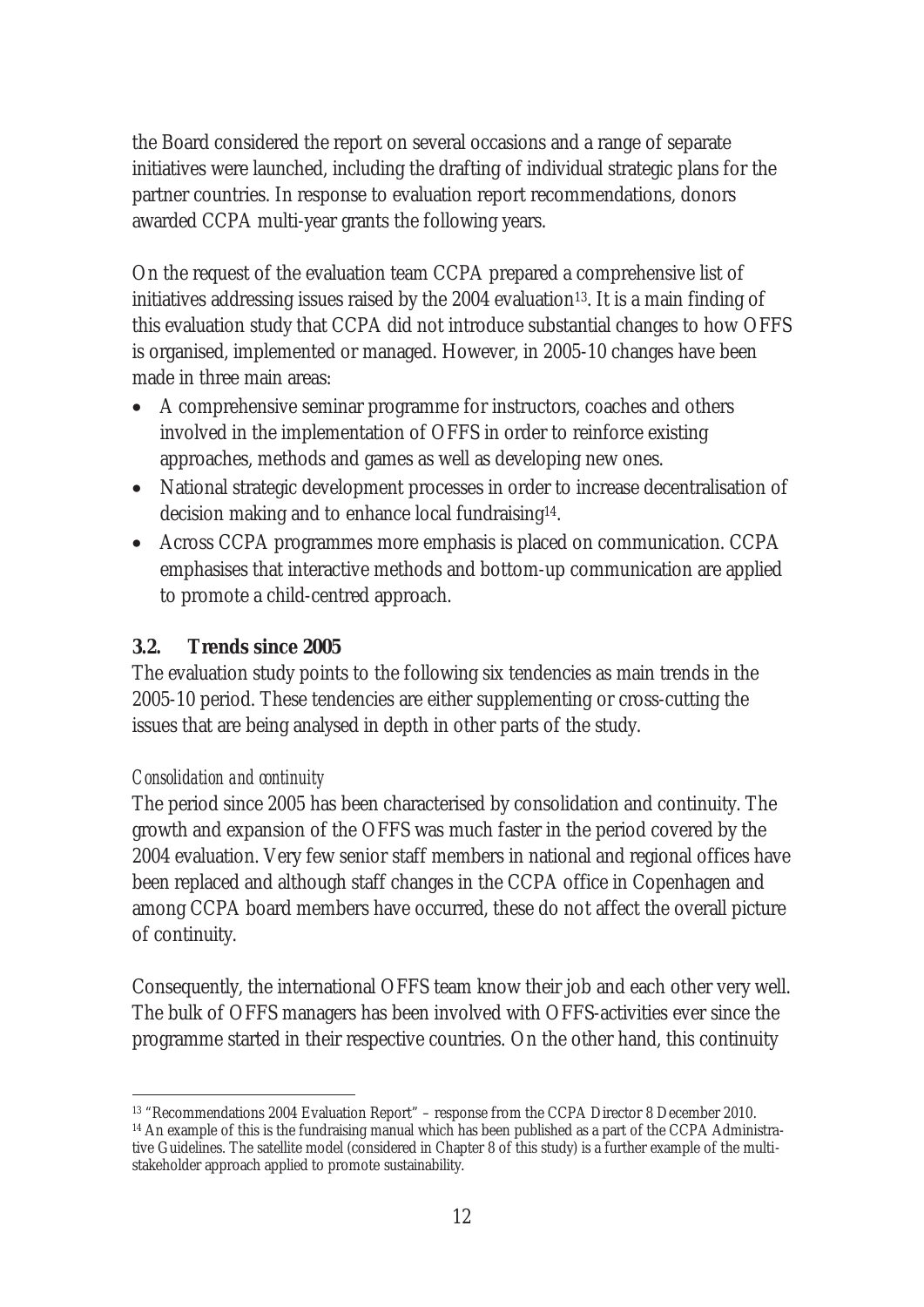the Board considered the report on several occasions and a range of separate initiatives were launched, including the drafting of individual strategic plans for the partner countries. In response to evaluation report recommendations, donors awarded CCPA multi-year grants the following years.

On the request of the evaluation team CCPA prepared a comprehensive list of initiatives addressing issues raised by the 2004 evaluation[13]. It is a main finding of this evaluation study that CCPA did not introduce substantial changes to how OFFS is organised, implemented or managed. However, in 2005-10 changes have been made in three main areas:

- A comprehensive seminar programme for instructors, coaches and others involved in the implementation of OFFS in order to reinforce existing approaches, methods and games as well as developing new ones.
- National strategic development processes in order to increase decentralisation of decision making and to enhance local fundraising[14].
- Across CCPA programmes more emphasis is placed on communication. CCPA emphasises that interactive methods and bottom-up communication are applied to promote a child-centred approach.

### 3.2. Trends since 2005

The evaluation study points to the following six tendencies as main trends in the 2005-10 period. These tendencies are either supplementing or cross-cutting the issues that are being analysed in depth in other parts of the study.

*Consolidation and continuity*

The period since 2005 has been characterised by consolidation and continuity. The growth and expansion of the OFFS was much faster in the period covered by the 2004 evaluation. Very few senior staff members in national and regional offices have been replaced and although staff changes in the CCPA office in Copenhagen and among CCPA board members have occurred, these do not affect the overall picture of continuity.

Consequently, the international OFFS team know their job and each other very well. The bulk of OFFS managers has been involved with OFFS-activities ever since the programme started in their respective countries. On the other hand, this continuity

[13] "Recommendations 2004 Evaluation Report" – response from the CCPA Director 8 December 2010.

[14] An example of this is the fundraising manual which has been published as a part of the CCPA Administrative Guidelines. The satellite model (considered in Chapter 8 of this study) is a further example of the multi-stakeholder approach applied to promote sustainability.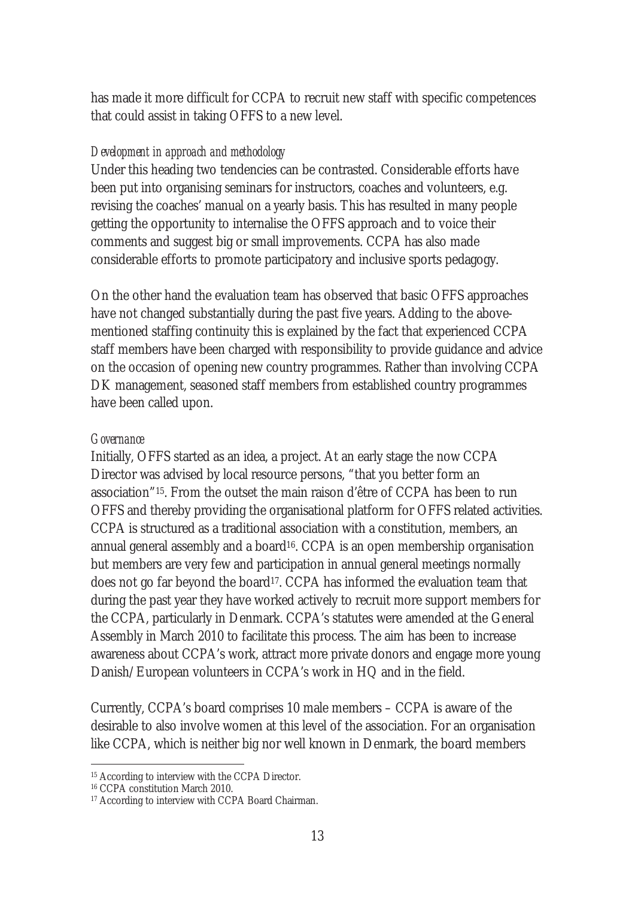has made it more difficult for CCPA to recruit new staff with specific competences that could assist in taking OFFS to a new level.

*Development in approach and methodology*

Under this heading two tendencies can be contrasted. Considerable efforts have been put into organising seminars for instructors, coaches and volunteers, e.g. revising the coaches' manual on a yearly basis. This has resulted in many people getting the opportunity to internalise the OFFS approach and to voice their comments and suggest big or small improvements. CCPA has also made considerable efforts to promote participatory and inclusive sports pedagogy.

On the other hand the evaluation team has observed that basic OFFS approaches have not changed substantially during the past five years. Adding to the above-mentioned staffing continuity this is explained by the fact that experienced CCPA staff members have been charged with responsibility to provide guidance and advice on the occasion of opening new country programmes. Rather than involving CCPA DK management, seasoned staff members from established country programmes have been called upon.

*Governance*

Initially, OFFS started as an idea, a project. At an early stage the now CCPA Director was advised by local resource persons, "that you better form an association"[15]. From the outset the main raison d'être of CCPA has been to run OFFS and thereby providing the organisational platform for OFFS related activities. CCPA is structured as a traditional association with a constitution, members, an annual general assembly and a board[16]. CCPA is an open membership organisation but members are very few and participation in annual general meetings normally does not go far beyond the board[17]. CCPA has informed the evaluation team that during the past year they have worked actively to recruit more support members for the CCPA, particularly in Denmark. CCPA's statutes were amended at the General Assembly in March 2010 to facilitate this process. The aim has been to increase awareness about CCPA's work, attract more private donors and engage more young Danish/European volunteers in CCPA's work in HQ and in the field.

Currently, CCPA's board comprises 10 male members – CCPA is aware of the desirable to also involve women at this level of the association. For an organisation like CCPA, which is neither big nor well known in Denmark, the board members

---

[15] According to interview with the CCPA Director.

[16] CCPA constitution March 2010.

[17] According to interview with CCPA Board Chairman.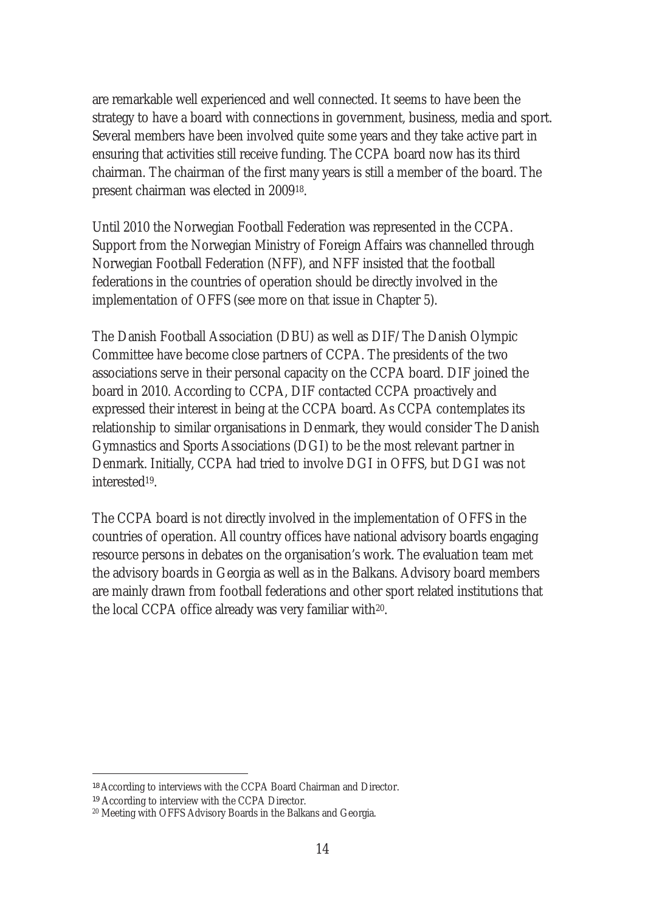are remarkable well experienced and well connected. It seems to have been the strategy to have a board with connections in government, business, media and sport. Several members have been involved quite some years and they take active part in ensuring that activities still receive funding. The CCPA board now has its third chairman. The chairman of the first many years is still a member of the board. The present chairman was elected in 2009[18].

Until 2010 the Norwegian Football Federation was represented in the CCPA. Support from the Norwegian Ministry of Foreign Affairs was channelled through Norwegian Football Federation (NFF), and NFF insisted that the football federations in the countries of operation should be directly involved in the implementation of OFFS (see more on that issue in Chapter 5).

The Danish Football Association (DBU) as well as DIF/The Danish Olympic Committee have become close partners of CCPA. The presidents of the two associations serve in their personal capacity on the CCPA board. DIF joined the board in 2010. According to CCPA, DIF contacted CCPA proactively and expressed their interest in being at the CCPA board. As CCPA contemplates its relationship to similar organisations in Denmark, they would consider The Danish Gymnastics and Sports Associations (DGI) to be the most relevant partner in Denmark. Initially, CCPA had tried to involve DGI in OFFS, but DGI was not interested[19].

The CCPA board is not directly involved in the implementation of OFFS in the countries of operation. All country offices have national advisory boards engaging resource persons in debates on the organisation's work. The evaluation team met the advisory boards in Georgia as well as in the Balkans. Advisory board members are mainly drawn from football federations and other sport related institutions that the local CCPA office already was very familiar with[20].

---

[18] According to interviews with the CCPA Board Chairman and Director.

[19] According to interview with the CCPA Director.

[20] Meeting with OFFS Advisory Boards in the Balkans and Georgia.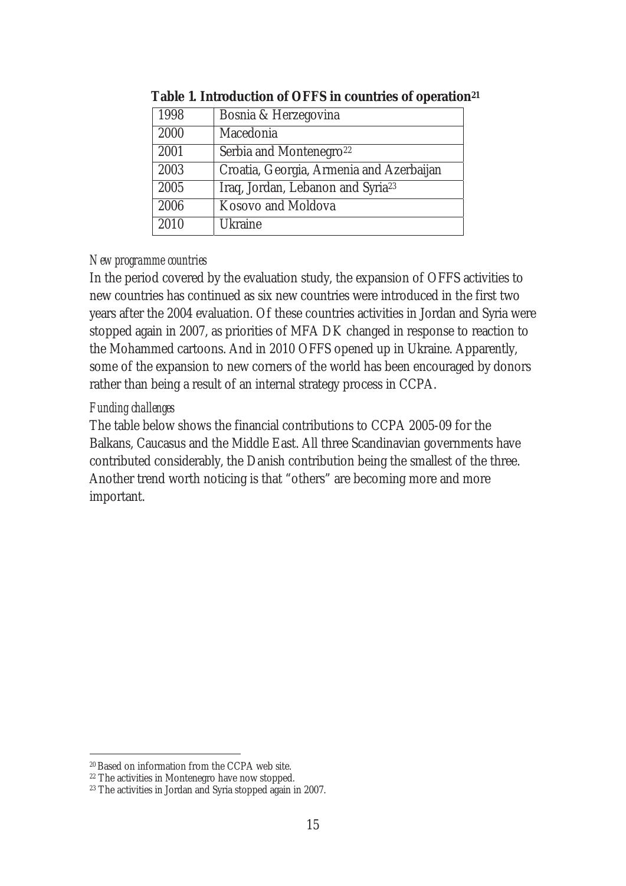**Table 1. Introduction of OFFS in countries of operation[21]**

| | |
|---|---|
| 1998 | Bosnia & Herzegovina |
| 2000 | Macedonia |
| 2001 | Serbia and Montenegro[22] |
| 2003 | Croatia, Georgia, Armenia and Azerbaijan |
| 2005 | Iraq, Jordan, Lebanon and Syria[23] |
| 2006 | Kosovo and Moldova |
| 2010 | Ukraine |

*New programme countries*

In the period covered by the evaluation study, the expansion of OFFS activities to new countries has continued as six new countries were introduced in the first two years after the 2004 evaluation. Of these countries activities in Jordan and Syria were stopped again in 2007, as priorities of MFA DK changed in response to reaction to the Mohammed cartoons. And in 2010 OFFS opened up in Ukraine. Apparently, some of the expansion to new corners of the world has been encouraged by donors rather than being a result of an internal strategy process in CCPA.

*Funding challenges*

The table below shows the financial contributions to CCPA 2005-09 for the Balkans, Caucasus and the Middle East. All three Scandinavian governments have contributed considerably, the Danish contribution being the smallest of the three. Another trend worth noticing is that "others" are becoming more and more important.

---

[20] Based on information from the CCPA web site.

[22] The activities in Montenegro have now stopped.

[23] The activities in Jordan and Syria stopped again in 2007.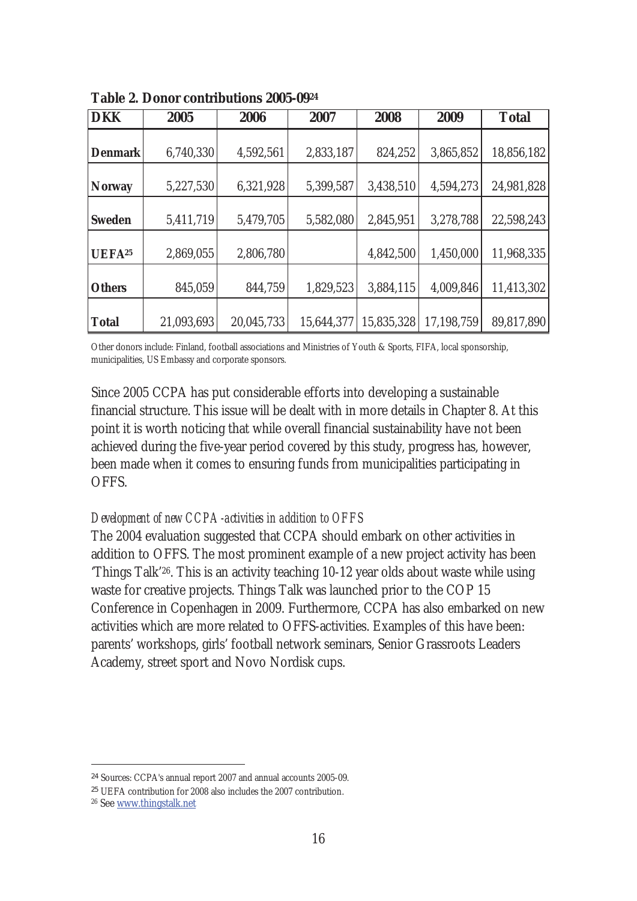**Table 2. Donor contributions 2005-09[24]**

| DKK | 2005 | 2006 | 2007 | 2008 | 2009 | Total |
|---|---|---|---|---|---|---|
| **Denmark** | 6,740,330 | 4,592,561 | 2,833,187 | 824,252 | 3,865,852 | 18,856,182 |
| **Norway** | 5,227,530 | 6,321,928 | 5,399,587 | 3,438,510 | 4,594,273 | 24,981,828 |
| **Sweden** | 5,411,719 | 5,479,705 | 5,582,080 | 2,845,951 | 3,278,788 | 22,598,243 |
| **UEFA[25]** | 2,869,055 | 2,806,780 | | 4,842,500 | 1,450,000 | 11,968,335 |
| **Others** | 845,059 | 844,759 | 1,829,523 | 3,884,115 | 4,009,846 | 11,413,302 |
| **Total** | 21,093,693 | 20,045,733 | 15,644,377 | 15,835,328 | 17,198,759 | 89,817,890 |

Other donors include: Finland, football associations and Ministries of Youth & Sports, FIFA, local sponsorship, municipalities, US Embassy and corporate sponsors.

Since 2005 CCPA has put considerable efforts into developing a sustainable financial structure. This issue will be dealt with in more details in Chapter 8. At this point it is worth noticing that while overall financial sustainability have not been achieved during the five-year period covered by this study, progress has, however, been made when it comes to ensuring funds from municipalities participating in OFFS.

*Development of new CCPA-activities in addition to OFFS*

The 2004 evaluation suggested that CCPA should embark on other activities in addition to OFFS. The most prominent example of a new project activity has been 'Things Talk'[26]. This is an activity teaching 10-12 year olds about waste while using waste for creative projects. Things Talk was launched prior to the COP 15 Conference in Copenhagen in 2009. Furthermore, CCPA has also embarked on new activities which are more related to OFFS-activities. Examples of this have been: parents' workshops, girls' football network seminars, Senior Grassroots Leaders Academy, street sport and Novo Nordisk cups.

---

[24] Sources: CCPA's annual report 2007 and annual accounts 2005-09.

[25] UEFA contribution for 2008 also includes the 2007 contribution.

[26] See www.thingstalk.net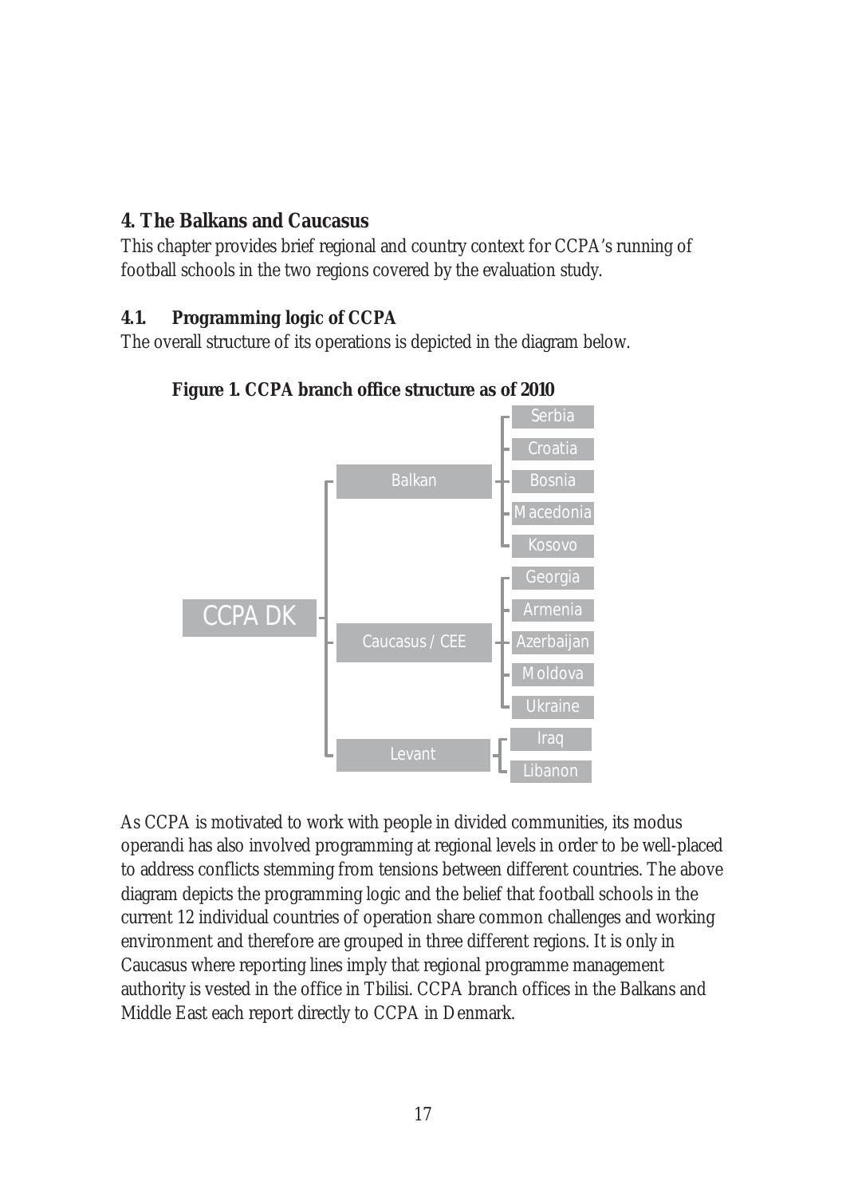## 4. The Balkans and Caucasus

This chapter provides brief regional and country context for CCPA's running of football schools in the two regions covered by the evaluation study.

### 4.1. Programming logic of CCPA

The overall structure of its operations is depicted in the diagram below.

**Figure 1. CCPA branch office structure as of 2010**

- CCPA DK
  - Balkan
    - Serbia
    - Croatia
    - Bosnia
    - Macedonia
    - Kosovo
  - Caucasus / CEE
    - Georgia
    - Armenia
    - Azerbaijan
    - Moldova
    - Ukraine
  - Levant
    - Iraq
    - Libanon

As CCPA is motivated to work with people in divided communities, its modus operandi has also involved programming at regional levels in order to be well-placed to address conflicts stemming from tensions between different countries. The above diagram depicts the programming logic and the belief that football schools in the current 12 individual countries of operation share common challenges and working environment and therefore are grouped in three different regions. It is only in Caucasus where reporting lines imply that regional programme management authority is vested in the office in Tbilisi. CCPA branch offices in the Balkans and Middle East each report directly to CCPA in Denmark.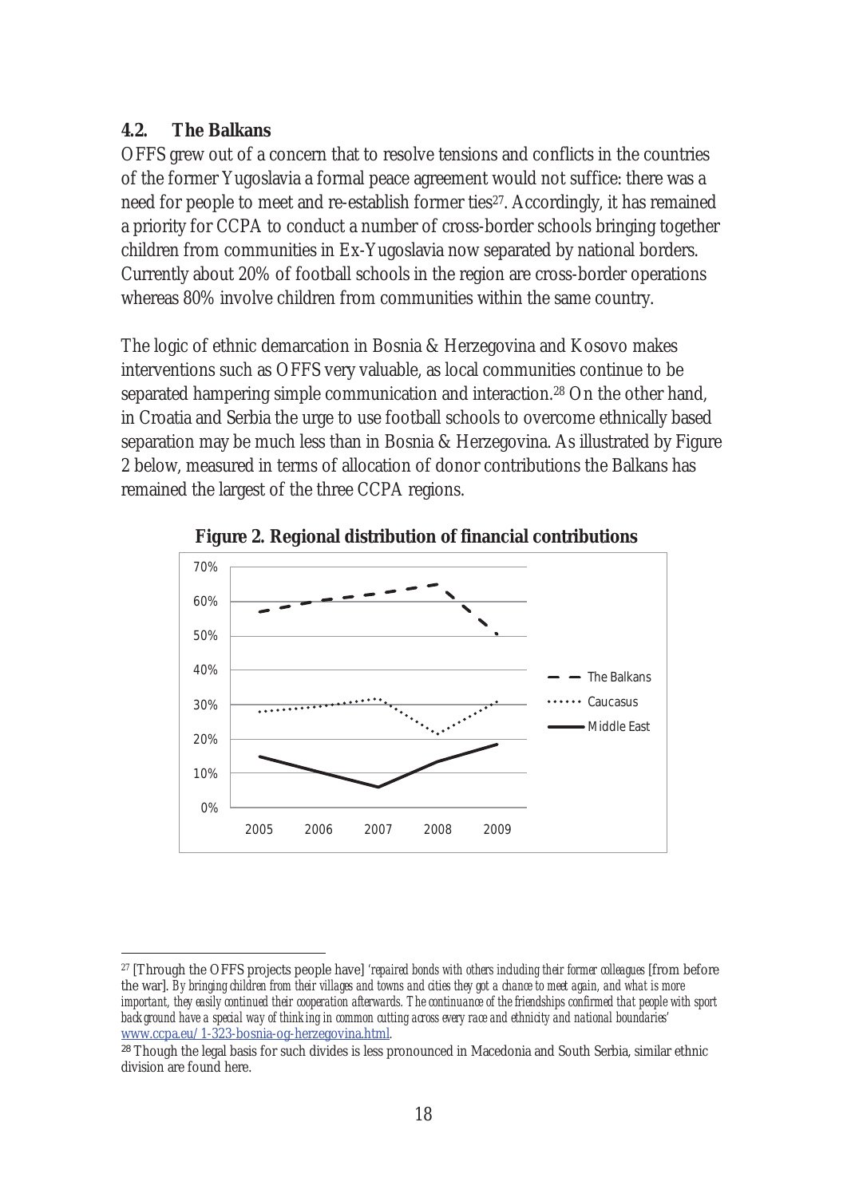## 4.2. The Balkans

OFFS grew out of a concern that to resolve tensions and conflicts in the countries of the former Yugoslavia a formal peace agreement would not suffice: there was a need for people to meet and re-establish former ties[27]. Accordingly, it has remained a priority for CCPA to conduct a number of cross-border schools bringing together children from communities in Ex-Yugoslavia now separated by national borders. Currently about 20% of football schools in the region are cross-border operations whereas 80% involve children from communities within the same country.

The logic of ethnic demarcation in Bosnia & Herzegovina and Kosovo makes interventions such as OFFS very valuable, as local communities continue to be separated hampering simple communication and interaction.[28] On the other hand, in Croatia and Serbia the urge to use football schools to overcome ethnically based separation may be much less than in Bosnia & Herzegovina. As illustrated by Figure 2 below, measured in terms of allocation of donor contributions the Balkans has remained the largest of the three CCPA regions.

**Figure 2. Regional distribution of financial contributions**

[27] [Through the OFFS projects people have] *'repaired bonds with others including their former colleagues* [from before the war]. *By bringing children from their villages and towns and cities they got a chance to meet again, and what is more important, they easily continued their cooperation afterwards. The continuance of the friendships confirmed that people with sport background have a special way of thinking in common cutting across every race and ethnicity and national boundaries'* www.ccpa.eu/1-323-bosnia-og-herzegovina.html.

[28] Though the legal basis for such divides is less pronounced in Macedonia and South Serbia, similar ethnic division are found here.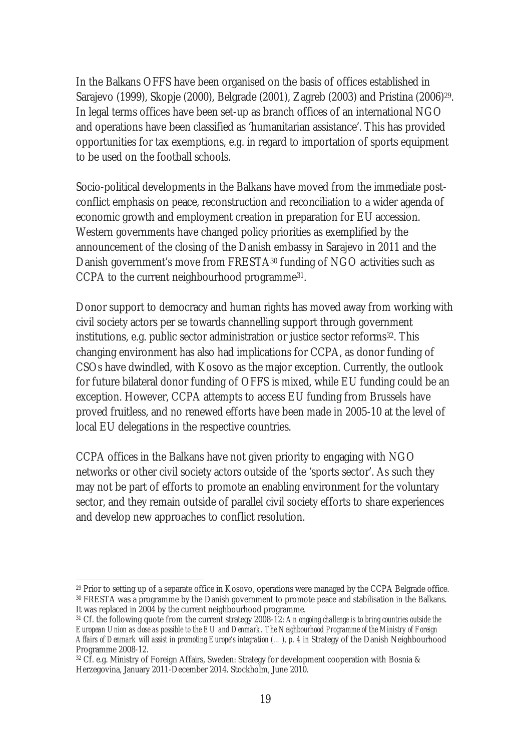In the Balkans OFFS have been organised on the basis of offices established in Sarajevo (1999), Skopje (2000), Belgrade (2001), Zagreb (2003) and Pristina (2006)[29]. In legal terms offices have been set-up as branch offices of an international NGO and operations have been classified as 'humanitarian assistance'. This has provided opportunities for tax exemptions, e.g. in regard to importation of sports equipment to be used on the football schools.

Socio-political developments in the Balkans have moved from the immediate post-conflict emphasis on peace, reconstruction and reconciliation to a wider agenda of economic growth and employment creation in preparation for EU accession. Western governments have changed policy priorities as exemplified by the announcement of the closing of the Danish embassy in Sarajevo in 2011 and the Danish government's move from FRESTA[30] funding of NGO activities such as CCPA to the current neighbourhood programme[31].

Donor support to democracy and human rights has moved away from working with civil society actors per se towards channelling support through government institutions, e.g. public sector administration or justice sector reforms[32]. This changing environment has also had implications for CCPA, as donor funding of CSOs have dwindled, with Kosovo as the major exception. Currently, the outlook for future bilateral donor funding of OFFS is mixed, while EU funding could be an exception. However, CCPA attempts to access EU funding from Brussels have proved fruitless, and no renewed efforts have been made in 2005-10 at the level of local EU delegations in the respective countries.

CCPA offices in the Balkans have not given priority to engaging with NGO networks or other civil society actors outside of the 'sports sector'. As such they may not be part of efforts to promote an enabling environment for the voluntary sector, and they remain outside of parallel civil society efforts to share experiences and develop new approaches to conflict resolution.

---

[29] Prior to setting up of a separate office in Kosovo, operations were managed by the CCPA Belgrade office.

[30] FRESTA was a programme by the Danish government to promote peace and stabilisation in the Balkans. It was replaced in 2004 by the current neighbourhood programme.

[31] Cf. the following quote from the current strategy 2008-12: *An ongoing challenge is to bring countries outside the European Union as close as possible to the EU and Denmark. The Neighbourhood Programme of the Ministry of Foreign Affairs of Denmark will assist in promoting Europe's integration (…), p. 4 in* Strategy of the Danish Neighbourhood Programme 2008-12.

[32] Cf. e.g. Ministry of Foreign Affairs, Sweden: Strategy for development cooperation with Bosnia & Herzegovina, January 2011-December 2014. Stockholm, June 2010.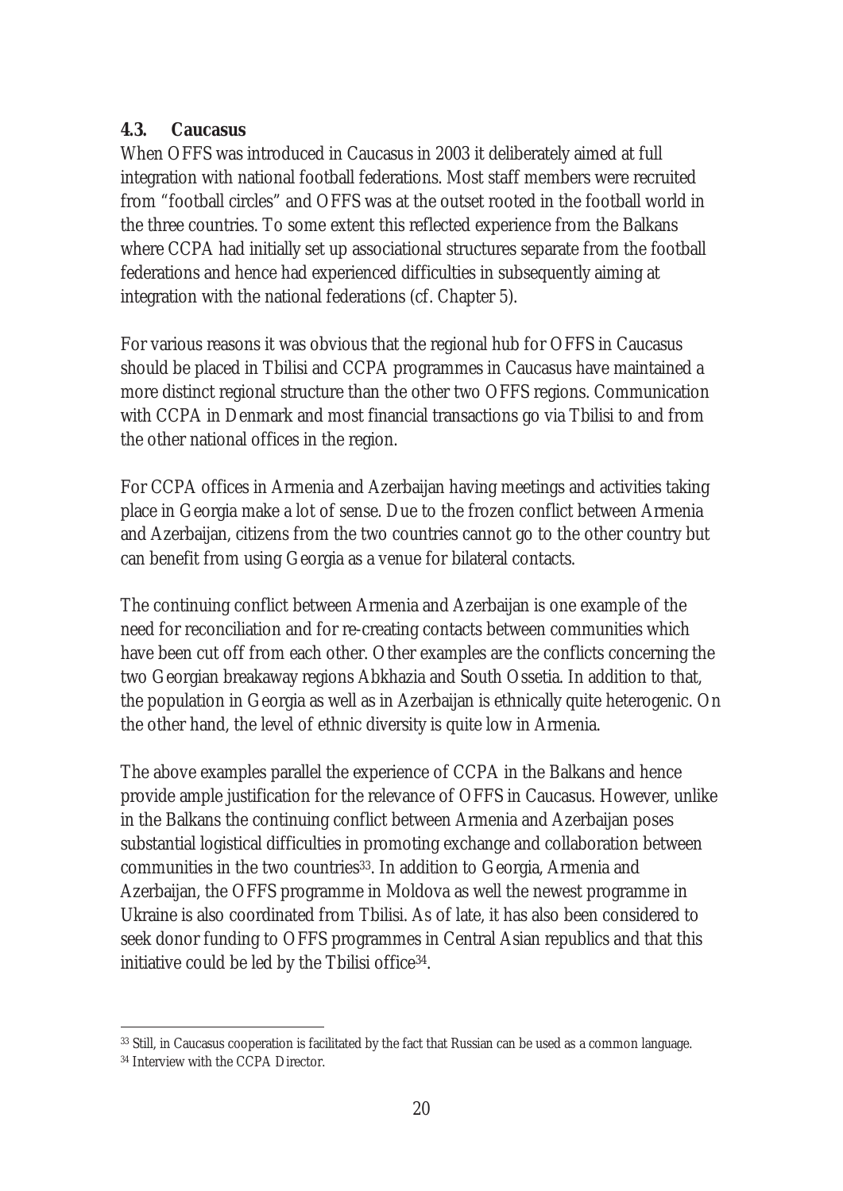### 4.3. Caucasus

When OFFS was introduced in Caucasus in 2003 it deliberately aimed at full integration with national football federations. Most staff members were recruited from "football circles" and OFFS was at the outset rooted in the football world in the three countries. To some extent this reflected experience from the Balkans where CCPA had initially set up associational structures separate from the football federations and hence had experienced difficulties in subsequently aiming at integration with the national federations (cf. Chapter 5).

For various reasons it was obvious that the regional hub for OFFS in Caucasus should be placed in Tbilisi and CCPA programmes in Caucasus have maintained a more distinct regional structure than the other two OFFS regions. Communication with CCPA in Denmark and most financial transactions go via Tbilisi to and from the other national offices in the region.

For CCPA offices in Armenia and Azerbaijan having meetings and activities taking place in Georgia make a lot of sense. Due to the frozen conflict between Armenia and Azerbaijan, citizens from the two countries cannot go to the other country but can benefit from using Georgia as a venue for bilateral contacts.

The continuing conflict between Armenia and Azerbaijan is one example of the need for reconciliation and for re-creating contacts between communities which have been cut off from each other. Other examples are the conflicts concerning the two Georgian breakaway regions Abkhazia and South Ossetia. In addition to that, the population in Georgia as well as in Azerbaijan is ethnically quite heterogenic. On the other hand, the level of ethnic diversity is quite low in Armenia.

The above examples parallel the experience of CCPA in the Balkans and hence provide ample justification for the relevance of OFFS in Caucasus. However, unlike in the Balkans the continuing conflict between Armenia and Azerbaijan poses substantial logistical difficulties in promoting exchange and collaboration between communities in the two countries[33]. In addition to Georgia, Armenia and Azerbaijan, the OFFS programme in Moldova as well the newest programme in Ukraine is also coordinated from Tbilisi. As of late, it has also been considered to seek donor funding to OFFS programmes in Central Asian republics and that this initiative could be led by the Tbilisi office[34].

---

[33] Still, in Caucasus cooperation is facilitated by the fact that Russian can be used as a common language.

[34] Interview with the CCPA Director.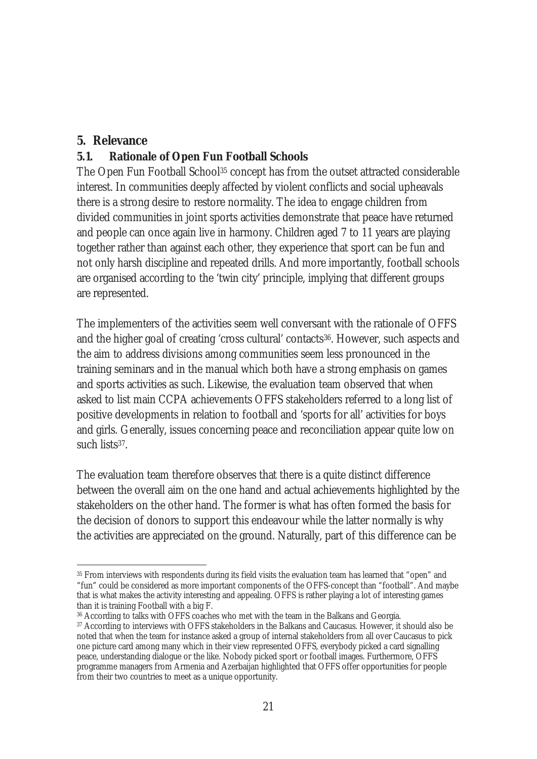# 5. Relevance

## 5.1. Rationale of Open Fun Football Schools

The Open Fun Football School[35] concept has from the outset attracted considerable interest. In communities deeply affected by violent conflicts and social upheavals there is a strong desire to restore normality. The idea to engage children from divided communities in joint sports activities demonstrate that peace have returned and people can once again live in harmony. Children aged 7 to 11 years are playing together rather than against each other, they experience that sport can be fun and not only harsh discipline and repeated drills. And more importantly, football schools are organised according to the 'twin city' principle, implying that different groups are represented.

The implementers of the activities seem well conversant with the rationale of OFFS and the higher goal of creating 'cross cultural' contacts[36]. However, such aspects and the aim to address divisions among communities seem less pronounced in the training seminars and in the manual which both have a strong emphasis on games and sports activities as such. Likewise, the evaluation team observed that when asked to list main CCPA achievements OFFS stakeholders referred to a long list of positive developments in relation to football and 'sports for all' activities for boys and girls. Generally, issues concerning peace and reconciliation appear quite low on such lists[37].

The evaluation team therefore observes that there is a quite distinct difference between the overall aim on the one hand and actual achievements highlighted by the stakeholders on the other hand. The former is what has often formed the basis for the decision of donors to support this endeavour while the latter normally is why the activities are appreciated on the ground. Naturally, part of this difference can be

---

[35] From interviews with respondents during its field visits the evaluation team has learned that "open" and "fun" could be considered as more important components of the OFFS-concept than "football". And maybe that is what makes the activity interesting and appealing. OFFS is rather playing a lot of interesting games than it is training Football with a big F.

[36] According to talks with OFFS coaches who met with the team in the Balkans and Georgia.

[37] According to interviews with OFFS stakeholders in the Balkans and Caucasus. However, it should also be noted that when the team for instance asked a group of internal stakeholders from all over Caucasus to pick one picture card among many which in their view represented OFFS, everybody picked a card signalling peace, understanding dialogue or the like. Nobody picked sport or football images. Furthermore, OFFS programme managers from Armenia and Azerbaijan highlighted that OFFS offer opportunities for people from their two countries to meet as a unique opportunity.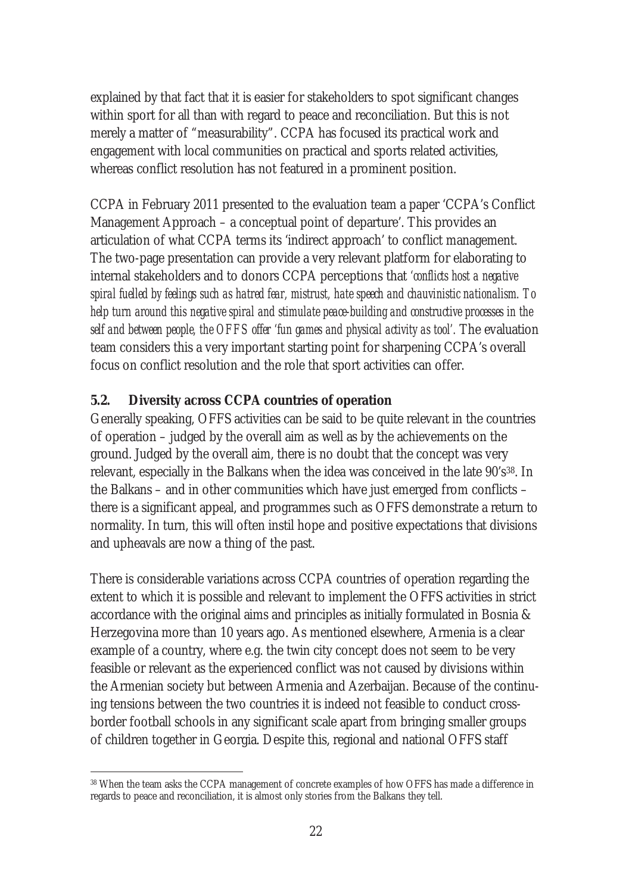explained by that fact that it is easier for stakeholders to spot significant changes within sport for all than with regard to peace and reconciliation. But this is not merely a matter of "measurability". CCPA has focused its practical work and engagement with local communities on practical and sports related activities, whereas conflict resolution has not featured in a prominent position.

CCPA in February 2011 presented to the evaluation team a paper 'CCPA's Conflict Management Approach – a conceptual point of departure'. This provides an articulation of what CCPA terms its 'indirect approach' to conflict management. The two-page presentation can provide a very relevant platform for elaborating to internal stakeholders and to donors CCPA perceptions that *'conflicts host a negative spiral fuelled by feelings such as hatred fear, mistrust, hate speech and chauvinistic nationalism. To help turn around this negative spiral and stimulate peace-building and constructive processes in the self and between people, the OFFS offer 'fun games and physical activity as tool'.* The evaluation team considers this a very important starting point for sharpening CCPA's overall focus on conflict resolution and the role that sport activities can offer.

### 5.2. Diversity across CCPA countries of operation

Generally speaking, OFFS activities can be said to be quite relevant in the countries of operation – judged by the overall aim as well as by the achievements on the ground. Judged by the overall aim, there is no doubt that the concept was very relevant, especially in the Balkans when the idea was conceived in the late 90's[38]. In the Balkans – and in other communities which have just emerged from conflicts – there is a significant appeal, and programmes such as OFFS demonstrate a return to normality. In turn, this will often instil hope and positive expectations that divisions and upheavals are now a thing of the past.

There is considerable variations across CCPA countries of operation regarding the extent to which it is possible and relevant to implement the OFFS activities in strict accordance with the original aims and principles as initially formulated in Bosnia & Herzegovina more than 10 years ago. As mentioned elsewhere, Armenia is a clear example of a country, where e.g. the twin city concept does not seem to be very feasible or relevant as the experienced conflict was not caused by divisions within the Armenian society but between Armenia and Azerbaijan. Because of the continuing tensions between the two countries it is indeed not feasible to conduct cross-border football schools in any significant scale apart from bringing smaller groups of children together in Georgia. Despite this, regional and national OFFS staff

[38] When the team asks the CCPA management of concrete examples of how OFFS has made a difference in regards to peace and reconciliation, it is almost only stories from the Balkans they tell.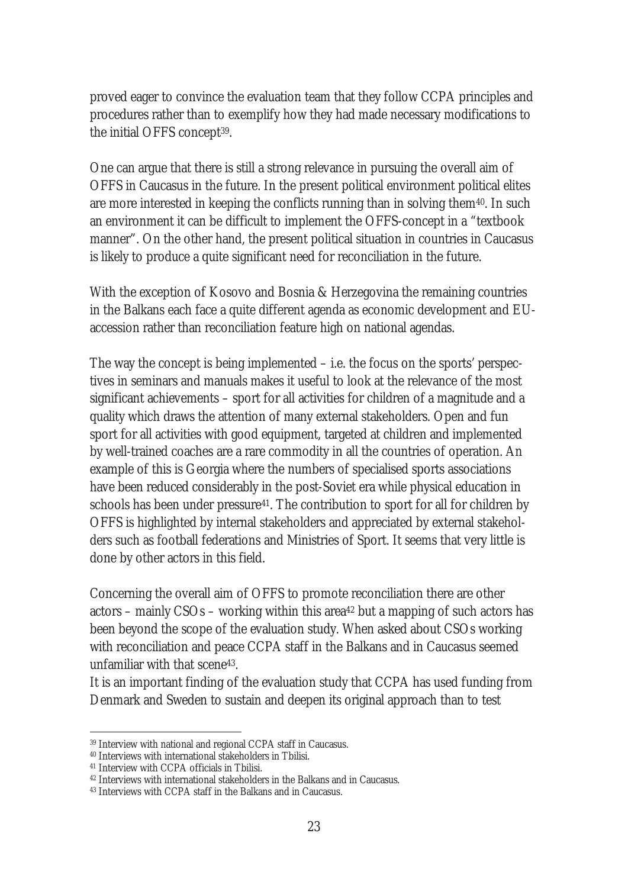proved eager to convince the evaluation team that they follow CCPA principles and procedures rather than to exemplify how they had made necessary modifications to the initial OFFS concept[39].

One can argue that there is still a strong relevance in pursuing the overall aim of OFFS in Caucasus in the future. In the present political environment political elites are more interested in keeping the conflicts running than in solving them[40]. In such an environment it can be difficult to implement the OFFS-concept in a "textbook manner". On the other hand, the present political situation in countries in Caucasus is likely to produce a quite significant need for reconciliation in the future.

With the exception of Kosovo and Bosnia & Herzegovina the remaining countries in the Balkans each face a quite different agenda as economic development and EU-accession rather than reconciliation feature high on national agendas.

The way the concept is being implemented – i.e. the focus on the sports' perspectives in seminars and manuals makes it useful to look at the relevance of the most significant achievements – sport for all activities for children of a magnitude and a quality which draws the attention of many external stakeholders. Open and fun sport for all activities with good equipment, targeted at children and implemented by well-trained coaches are a rare commodity in all the countries of operation. An example of this is Georgia where the numbers of specialised sports associations have been reduced considerably in the post-Soviet era while physical education in schools has been under pressure[41]. The contribution to sport for all for children by OFFS is highlighted by internal stakeholders and appreciated by external stakeholders such as football federations and Ministries of Sport. It seems that very little is done by other actors in this field.

Concerning the overall aim of OFFS to promote reconciliation there are other actors – mainly CSOs – working within this area[42] but a mapping of such actors has been beyond the scope of the evaluation study. When asked about CSOs working with reconciliation and peace CCPA staff in the Balkans and in Caucasus seemed unfamiliar with that scene[43].

It is an important finding of the evaluation study that CCPA has used funding from Denmark and Sweden to sustain and deepen its original approach than to test

---

[39] Interview with national and regional CCPA staff in Caucasus.

[40] Interviews with international stakeholders in Tbilisi.

[41] Interview with CCPA officials in Tbilisi.

[42] Interviews with international stakeholders in the Balkans and in Caucasus.

[43] Interviews with CCPA staff in the Balkans and in Caucasus.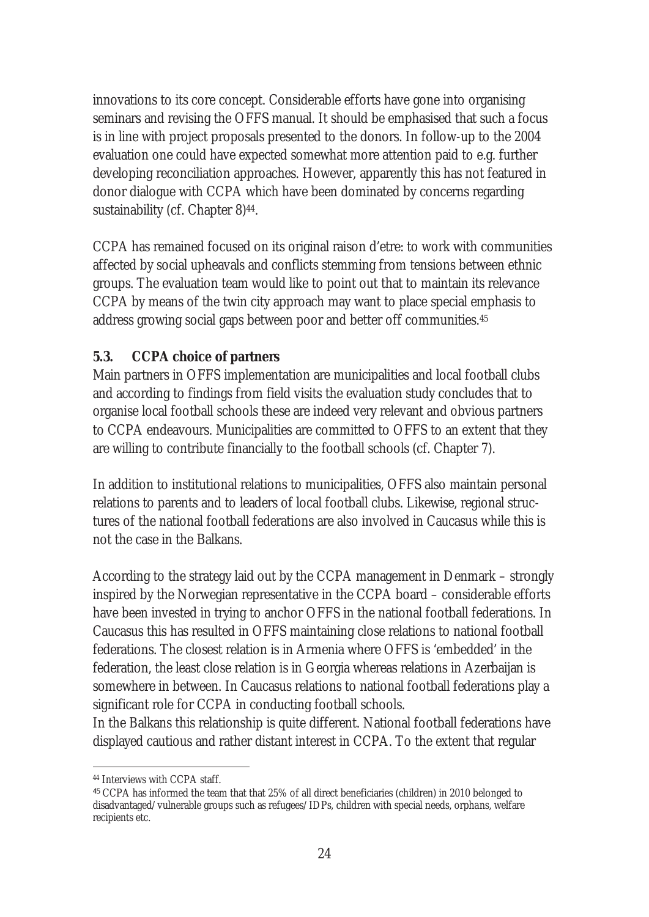innovations to its core concept. Considerable efforts have gone into organising seminars and revising the OFFS manual. It should be emphasised that such a focus is in line with project proposals presented to the donors. In follow-up to the 2004 evaluation one could have expected somewhat more attention paid to e.g. further developing reconciliation approaches. However, apparently this has not featured in donor dialogue with CCPA which have been dominated by concerns regarding sustainability (cf. Chapter 8)[44].

CCPA has remained focused on its original raison d'etre: to work with communities affected by social upheavals and conflicts stemming from tensions between ethnic groups. The evaluation team would like to point out that to maintain its relevance CCPA by means of the twin city approach may want to place special emphasis to address growing social gaps between poor and better off communities.[45]

### 5.3. CCPA choice of partners

Main partners in OFFS implementation are municipalities and local football clubs and according to findings from field visits the evaluation study concludes that to organise local football schools these are indeed very relevant and obvious partners to CCPA endeavours. Municipalities are committed to OFFS to an extent that they are willing to contribute financially to the football schools (cf. Chapter 7).

In addition to institutional relations to municipalities, OFFS also maintain personal relations to parents and to leaders of local football clubs. Likewise, regional structures of the national football federations are also involved in Caucasus while this is not the case in the Balkans.

According to the strategy laid out by the CCPA management in Denmark – strongly inspired by the Norwegian representative in the CCPA board – considerable efforts have been invested in trying to anchor OFFS in the national football federations. In Caucasus this has resulted in OFFS maintaining close relations to national football federations. The closest relation is in Armenia where OFFS is 'embedded' in the federation, the least close relation is in Georgia whereas relations in Azerbaijan is somewhere in between. In Caucasus relations to national football federations play a significant role for CCPA in conducting football schools.
In the Balkans this relationship is quite different. National football federations have displayed cautious and rather distant interest in CCPA. To the extent that regular

---

[44] Interviews with CCPA staff.

[45] CCPA has informed the team that that 25% of all direct beneficiaries (children) in 2010 belonged to disadvantaged/vulnerable groups such as refugees/IDPs, children with special needs, orphans, welfare recipients etc.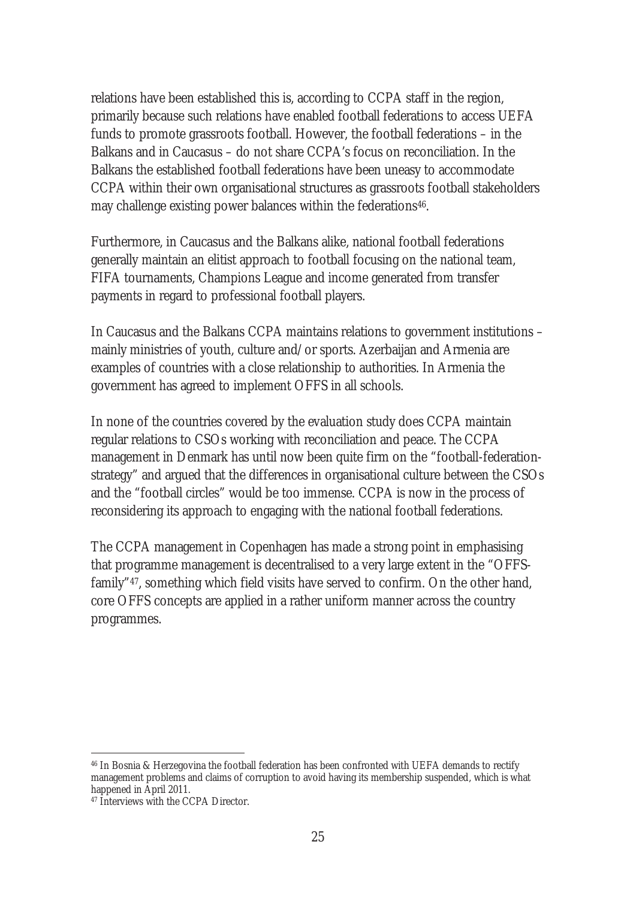relations have been established this is, according to CCPA staff in the region, primarily because such relations have enabled football federations to access UEFA funds to promote grassroots football. However, the football federations – in the Balkans and in Caucasus – do not share CCPA's focus on reconciliation. In the Balkans the established football federations have been uneasy to accommodate CCPA within their own organisational structures as grassroots football stakeholders may challenge existing power balances within the federations[46].

Furthermore, in Caucasus and the Balkans alike, national football federations generally maintain an elitist approach to football focusing on the national team, FIFA tournaments, Champions League and income generated from transfer payments in regard to professional football players.

In Caucasus and the Balkans CCPA maintains relations to government institutions – mainly ministries of youth, culture and/or sports. Azerbaijan and Armenia are examples of countries with a close relationship to authorities. In Armenia the government has agreed to implement OFFS in all schools.

In none of the countries covered by the evaluation study does CCPA maintain regular relations to CSOs working with reconciliation and peace. The CCPA management in Denmark has until now been quite firm on the "football-federation-strategy" and argued that the differences in organisational culture between the CSOs and the "football circles" would be too immense. CCPA is now in the process of reconsidering its approach to engaging with the national football federations.

The CCPA management in Copenhagen has made a strong point in emphasising that programme management is decentralised to a very large extent in the "OFFS-family"[47], something which field visits have served to confirm. On the other hand, core OFFS concepts are applied in a rather uniform manner across the country programmes.

[46] In Bosnia & Herzegovina the football federation has been confronted with UEFA demands to rectify management problems and claims of corruption to avoid having its membership suspended, which is what happened in April 2011.

[47] Interviews with the CCPA Director.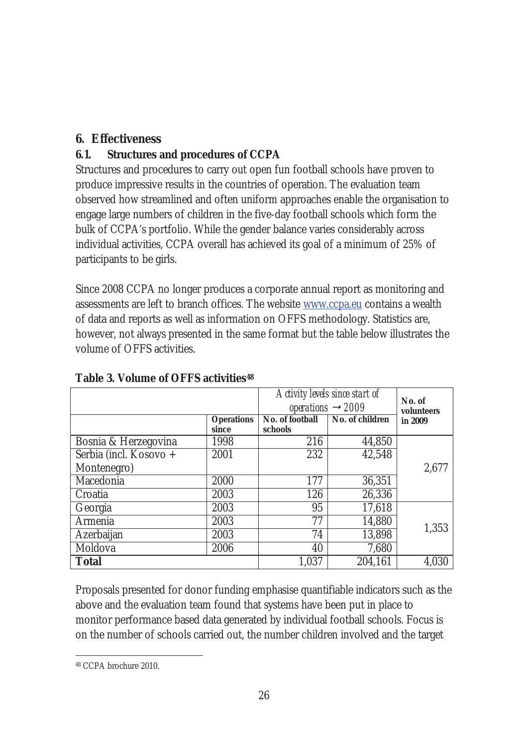## 6. Effectiveness

### 6.1. Structures and procedures of CCPA

Structures and procedures to carry out open fun football schools have proven to produce impressive results in the countries of operation. The evaluation team observed how streamlined and often uniform approaches enable the organisation to engage large numbers of children in the five-day football schools which form the bulk of CCPA's portfolio. While the gender balance varies considerably across individual activities, CCPA overall has achieved its goal of a minimum of 25% of participants to be girls.

Since 2008 CCPA no longer produces a corporate annual report as monitoring and assessments are left to branch offices. The website www.ccpa.eu contains a wealth of data and reports as well as information on OFFS methodology. Statistics are, however, not always presented in the same format but the table below illustrates the volume of OFFS activities.

**Table 3. Volume of OFFS activities**[48]

| | | *Activity levels since start of operations → 2009* | | No. of volunteers in 2009 |
|---|---|---|---|---|
| | **Operations since** | **No. of football schools** | **No. of children** | |
| Bosnia & Herzegovina | 1998 | 216 | 44,850 | 2,677 |
| Serbia (incl. Kosovo + Montenegro) | 2001 | 232 | 42,548 | |
| Macedonia | 2000 | 177 | 36,351 | |
| Croatia | 2003 | 126 | 26,336 | |
| Georgia | 2003 | 95 | 17,618 | 1,353 |
| Armenia | 2003 | 77 | 14,880 | |
| Azerbaijan | 2003 | 74 | 13,898 | |
| Moldova | 2006 | 40 | 7,680 | |
| **Total** | | 1,037 | 204,161 | 4,030 |

Proposals presented for donor funding emphasise quantifiable indicators such as the above and the evaluation team found that systems have been put in place to monitor performance based data generated by individual football schools. Focus is on the number of schools carried out, the number children involved and the target

[48] CCPA brochure 2010.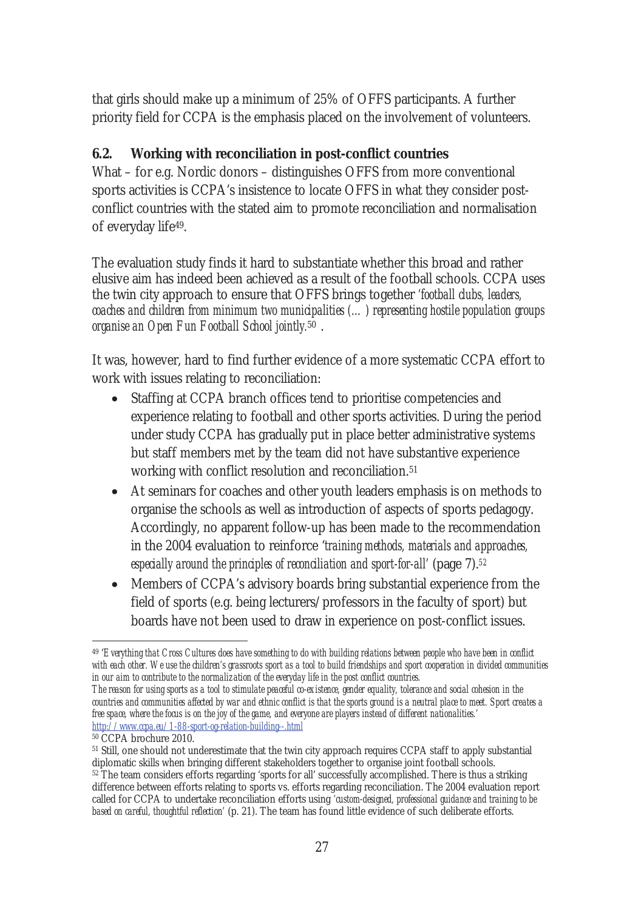that girls should make up a minimum of 25% of OFFS participants. A further priority field for CCPA is the emphasis placed on the involvement of volunteers.

### 6.2. Working with reconciliation in post-conflict countries

What – for e.g. Nordic donors – distinguishes OFFS from more conventional sports activities is CCPA's insistence to locate OFFS in what they consider post-conflict countries with the stated aim to promote reconciliation and normalisation of everyday life[49].

The evaluation study finds it hard to substantiate whether this broad and rather elusive aim has indeed been achieved as a result of the football schools. CCPA uses the twin city approach to ensure that OFFS brings together *'football clubs, leaders, coaches and children from minimum two municipalities (…) representing hostile population groups organise an Open Fun Football School jointly.*[50] .

It was, however, hard to find further evidence of a more systematic CCPA effort to work with issues relating to reconciliation:

- Staffing at CCPA branch offices tend to prioritise competencies and experience relating to football and other sports activities. During the period under study CCPA has gradually put in place better administrative systems but staff members met by the team did not have substantive experience working with conflict resolution and reconciliation.[51]
- At seminars for coaches and other youth leaders emphasis is on methods to organise the schools as well as introduction of aspects of sports pedagogy. Accordingly, no apparent follow-up has been made to the recommendation in the 2004 evaluation to reinforce *'training methods, materials and approaches, especially around the principles of reconciliation and sport-for-all'* (page 7).[52]
- Members of CCPA's advisory boards bring substantial experience from the field of sports (e.g. being lecturers/professors in the faculty of sport) but boards have not been used to draw in experience on post-conflict issues.

---

[49] *'Everything that Cross Cultures does have something to do with building relations between people who have been in conflict with each other. We use the children's grassroots sport as a tool to build friendships and sport cooperation in divided communities in our aim to contribute to the normalization of the everyday life in the post conflict countries.*
*The reason for using sports as a tool to stimulate peaceful co-existence, gender equality, tolerance and social cohesion in the countries and communities affected by war and ethnic conflict is that the sports ground is a neutral place to meet. Sport creates a free space, where the focus is on the joy of the game, and everyone are players instead of different nationalities.'*
http://www.ccpa.eu/1-88-sport-og-relation-building--.html

[50] CCPA brochure 2010.

[51] Still, one should not underestimate that the twin city approach requires CCPA staff to apply substantial diplomatic skills when bringing different stakeholders together to organise joint football schools.

[52] The team considers efforts regarding 'sports for all' successfully accomplished. There is thus a striking difference between efforts relating to sports vs. efforts regarding reconciliation. The 2004 evaluation report called for CCPA to undertake reconciliation efforts using *'custom-designed, professional guidance and training to be based on careful, thoughtful reflection'* (p. 21). The team has found little evidence of such deliberate efforts.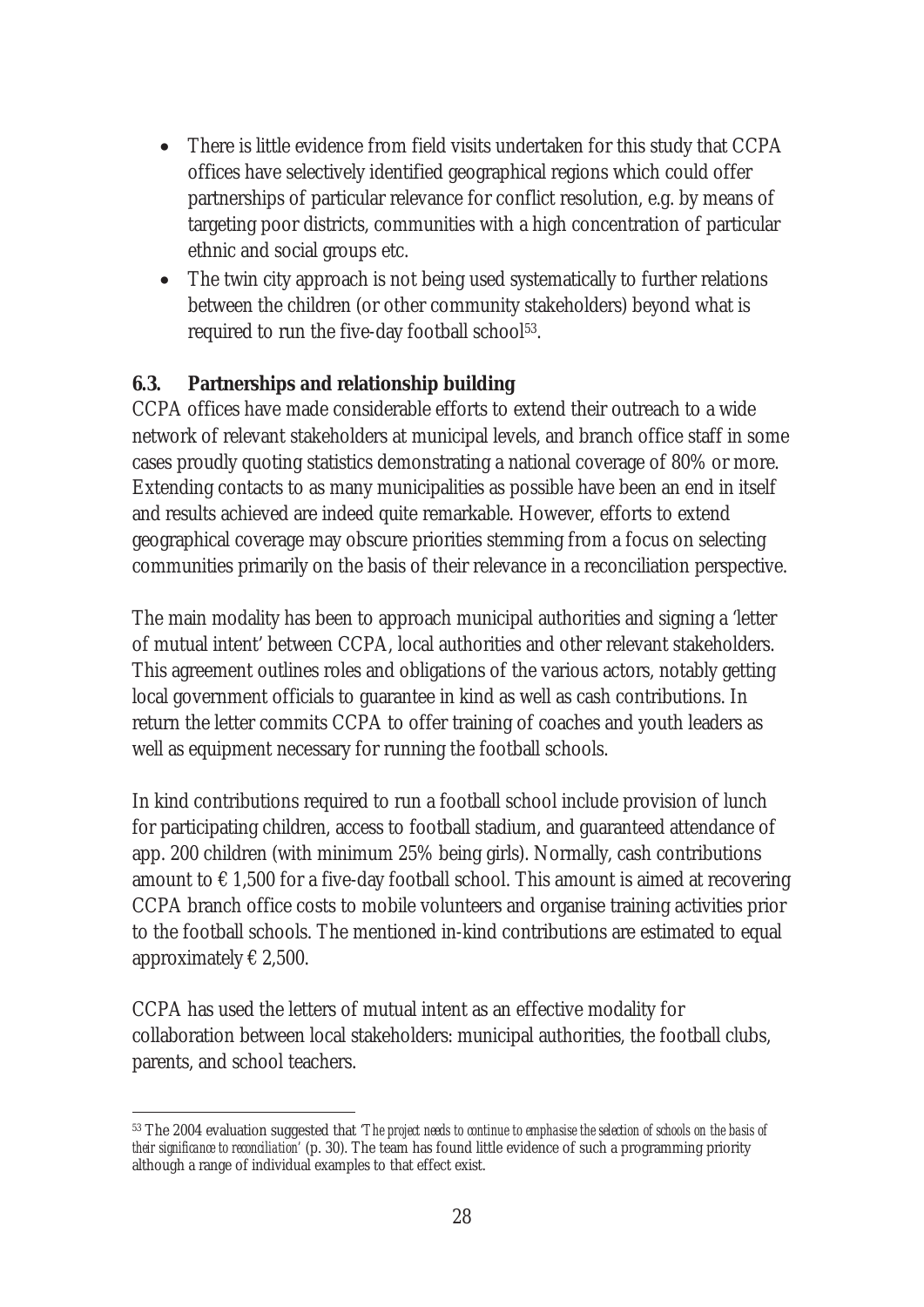- There is little evidence from field visits undertaken for this study that CCPA offices have selectively identified geographical regions which could offer partnerships of particular relevance for conflict resolution, e.g. by means of targeting poor districts, communities with a high concentration of particular ethnic and social groups etc.
- The twin city approach is not being used systematically to further relations between the children (or other community stakeholders) beyond what is required to run the five-day football school[53].

### 6.3. Partnerships and relationship building

CCPA offices have made considerable efforts to extend their outreach to a wide network of relevant stakeholders at municipal levels, and branch office staff in some cases proudly quoting statistics demonstrating a national coverage of 80% or more. Extending contacts to as many municipalities as possible have been an end in itself and results achieved are indeed quite remarkable. However, efforts to extend geographical coverage may obscure priorities stemming from a focus on selecting communities primarily on the basis of their relevance in a reconciliation perspective.

The main modality has been to approach municipal authorities and signing a 'letter of mutual intent' between CCPA, local authorities and other relevant stakeholders. This agreement outlines roles and obligations of the various actors, notably getting local government officials to guarantee in kind as well as cash contributions. In return the letter commits CCPA to offer training of coaches and youth leaders as well as equipment necessary for running the football schools.

In kind contributions required to run a football school include provision of lunch for participating children, access to football stadium, and guaranteed attendance of app. 200 children (with minimum 25% being girls). Normally, cash contributions amount to € 1,500 for a five-day football school. This amount is aimed at recovering CCPA branch office costs to mobile volunteers and organise training activities prior to the football schools. The mentioned in-kind contributions are estimated to equal approximately € 2,500.

CCPA has used the letters of mutual intent as an effective modality for collaboration between local stakeholders: municipal authorities, the football clubs, parents, and school teachers.

---

[53] The 2004 evaluation suggested that '*The project needs to continue to emphasise the selection of schools on the basis of their significance to reconciliation*' (p. 30). The team has found little evidence of such a programming priority although a range of individual examples to that effect exist.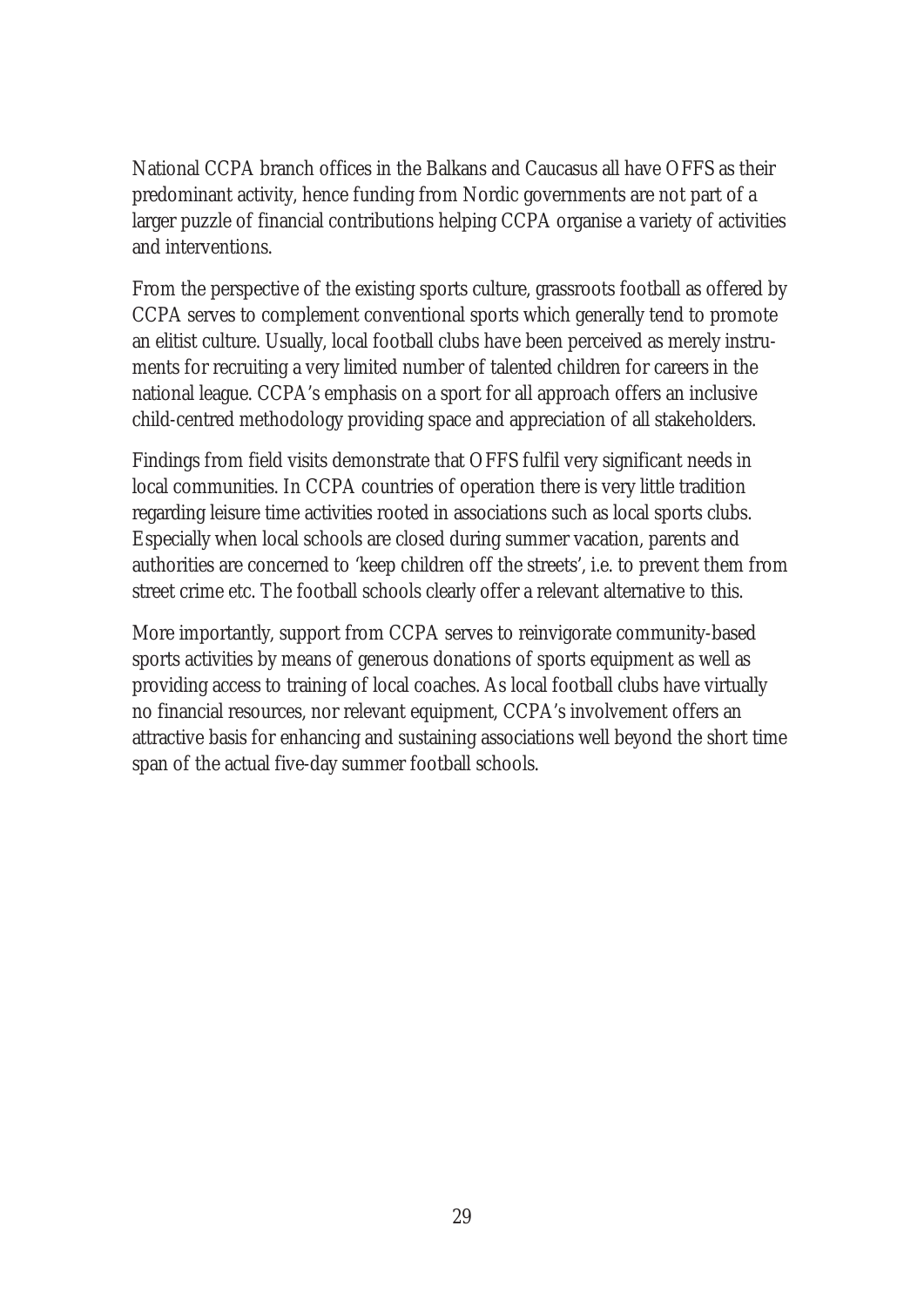National CCPA branch offices in the Balkans and Caucasus all have OFFS as their predominant activity, hence funding from Nordic governments are not part of a larger puzzle of financial contributions helping CCPA organise a variety of activities and interventions.

From the perspective of the existing sports culture, grassroots football as offered by CCPA serves to complement conventional sports which generally tend to promote an elitist culture. Usually, local football clubs have been perceived as merely instruments for recruiting a very limited number of talented children for careers in the national league. CCPA's emphasis on a sport for all approach offers an inclusive child-centred methodology providing space and appreciation of all stakeholders.

Findings from field visits demonstrate that OFFS fulfil very significant needs in local communities. In CCPA countries of operation there is very little tradition regarding leisure time activities rooted in associations such as local sports clubs. Especially when local schools are closed during summer vacation, parents and authorities are concerned to 'keep children off the streets', i.e. to prevent them from street crime etc. The football schools clearly offer a relevant alternative to this.

More importantly, support from CCPA serves to reinvigorate community-based sports activities by means of generous donations of sports equipment as well as providing access to training of local coaches. As local football clubs have virtually no financial resources, nor relevant equipment, CCPA's involvement offers an attractive basis for enhancing and sustaining associations well beyond the short time span of the actual five-day summer football schools.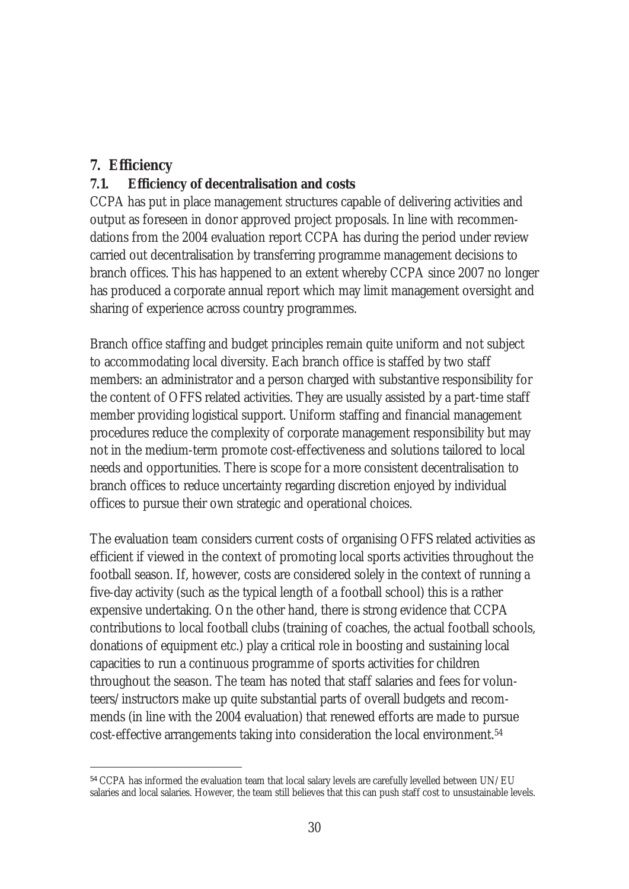# 7. Efficiency

## 7.1. Efficiency of decentralisation and costs

CCPA has put in place management structures capable of delivering activities and output as foreseen in donor approved project proposals. In line with recommendations from the 2004 evaluation report CCPA has during the period under review carried out decentralisation by transferring programme management decisions to branch offices. This has happened to an extent whereby CCPA since 2007 no longer has produced a corporate annual report which may limit management oversight and sharing of experience across country programmes.

Branch office staffing and budget principles remain quite uniform and not subject to accommodating local diversity. Each branch office is staffed by two staff members: an administrator and a person charged with substantive responsibility for the content of OFFS related activities. They are usually assisted by a part-time staff member providing logistical support. Uniform staffing and financial management procedures reduce the complexity of corporate management responsibility but may not in the medium-term promote cost-effectiveness and solutions tailored to local needs and opportunities. There is scope for a more consistent decentralisation to branch offices to reduce uncertainty regarding discretion enjoyed by individual offices to pursue their own strategic and operational choices.

The evaluation team considers current costs of organising OFFS related activities as efficient if viewed in the context of promoting local sports activities throughout the football season. If, however, costs are considered solely in the context of running a five-day activity (such as the typical length of a football school) this is a rather expensive undertaking. On the other hand, there is strong evidence that CCPA contributions to local football clubs (training of coaches, the actual football schools, donations of equipment etc.) play a critical role in boosting and sustaining local capacities to run a continuous programme of sports activities for children throughout the season. The team has noted that staff salaries and fees for volunteers/instructors make up quite substantial parts of overall budgets and recommends (in line with the 2004 evaluation) that renewed efforts are made to pursue cost-effective arrangements taking into consideration the local environment.[54]

---

[54] CCPA has informed the evaluation team that local salary levels are carefully levelled between UN/EU salaries and local salaries. However, the team still believes that this can push staff cost to unsustainable levels.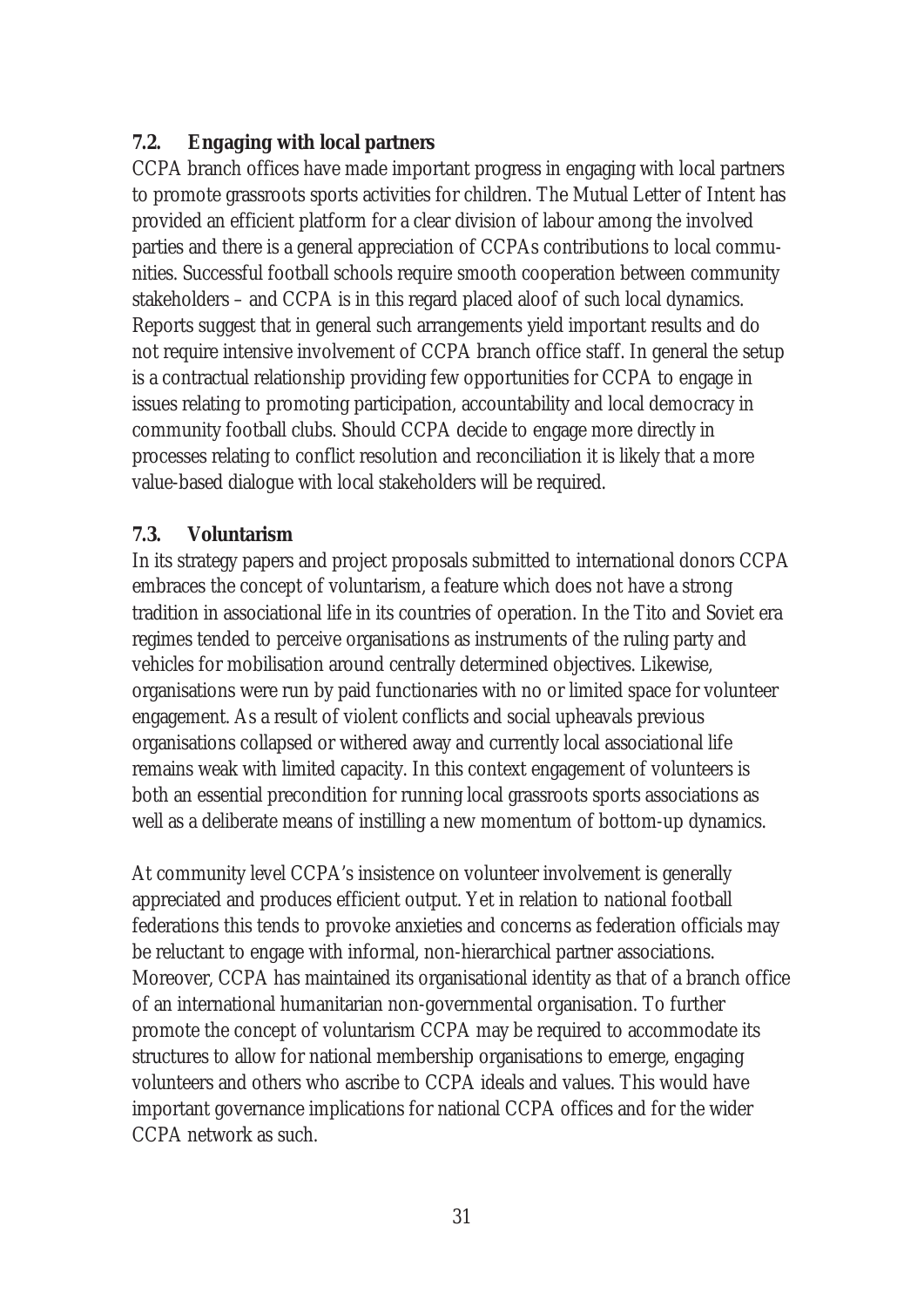### 7.2. Engaging with local partners

CCPA branch offices have made important progress in engaging with local partners to promote grassroots sports activities for children. The Mutual Letter of Intent has provided an efficient platform for a clear division of labour among the involved parties and there is a general appreciation of CCPAs contributions to local communities. Successful football schools require smooth cooperation between community stakeholders – and CCPA is in this regard placed aloof of such local dynamics. Reports suggest that in general such arrangements yield important results and do not require intensive involvement of CCPA branch office staff. In general the setup is a contractual relationship providing few opportunities for CCPA to engage in issues relating to promoting participation, accountability and local democracy in community football clubs. Should CCPA decide to engage more directly in processes relating to conflict resolution and reconciliation it is likely that a more value-based dialogue with local stakeholders will be required.

### 7.3. Voluntarism

In its strategy papers and project proposals submitted to international donors CCPA embraces the concept of voluntarism, a feature which does not have a strong tradition in associational life in its countries of operation. In the Tito and Soviet era regimes tended to perceive organisations as instruments of the ruling party and vehicles for mobilisation around centrally determined objectives. Likewise, organisations were run by paid functionaries with no or limited space for volunteer engagement. As a result of violent conflicts and social upheavals previous organisations collapsed or withered away and currently local associational life remains weak with limited capacity. In this context engagement of volunteers is both an essential precondition for running local grassroots sports associations as well as a deliberate means of instilling a new momentum of bottom-up dynamics.

At community level CCPA's insistence on volunteer involvement is generally appreciated and produces efficient output. Yet in relation to national football federations this tends to provoke anxieties and concerns as federation officials may be reluctant to engage with informal, non-hierarchical partner associations. Moreover, CCPA has maintained its organisational identity as that of a branch office of an international humanitarian non-governmental organisation. To further promote the concept of voluntarism CCPA may be required to accommodate its structures to allow for national membership organisations to emerge, engaging volunteers and others who ascribe to CCPA ideals and values. This would have important governance implications for national CCPA offices and for the wider CCPA network as such.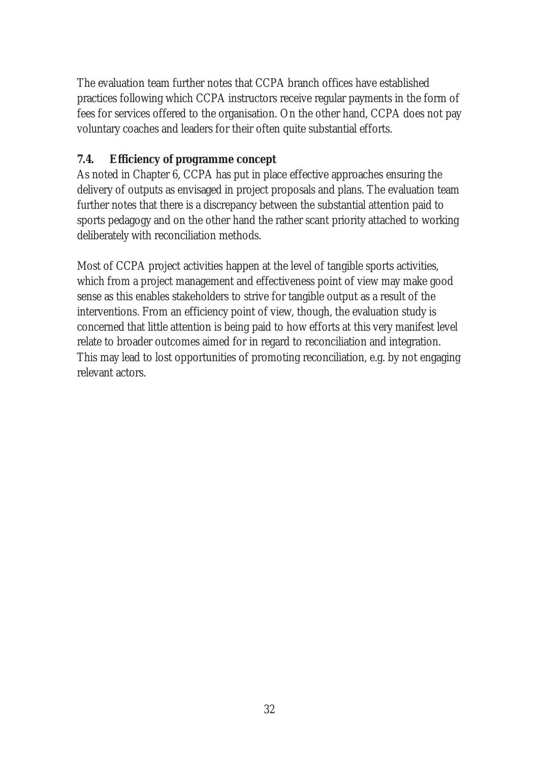The evaluation team further notes that CCPA branch offices have established practices following which CCPA instructors receive regular payments in the form of fees for services offered to the organisation. On the other hand, CCPA does not pay voluntary coaches and leaders for their often quite substantial efforts.

### 7.4. Efficiency of programme concept

As noted in Chapter 6, CCPA has put in place effective approaches ensuring the delivery of outputs as envisaged in project proposals and plans. The evaluation team further notes that there is a discrepancy between the substantial attention paid to sports pedagogy and on the other hand the rather scant priority attached to working deliberately with reconciliation methods.

Most of CCPA project activities happen at the level of tangible sports activities, which from a project management and effectiveness point of view may make good sense as this enables stakeholders to strive for tangible output as a result of the interventions. From an efficiency point of view, though, the evaluation study is concerned that little attention is being paid to how efforts at this very manifest level relate to broader outcomes aimed for in regard to reconciliation and integration. This may lead to lost opportunities of promoting reconciliation, e.g. by not engaging relevant actors.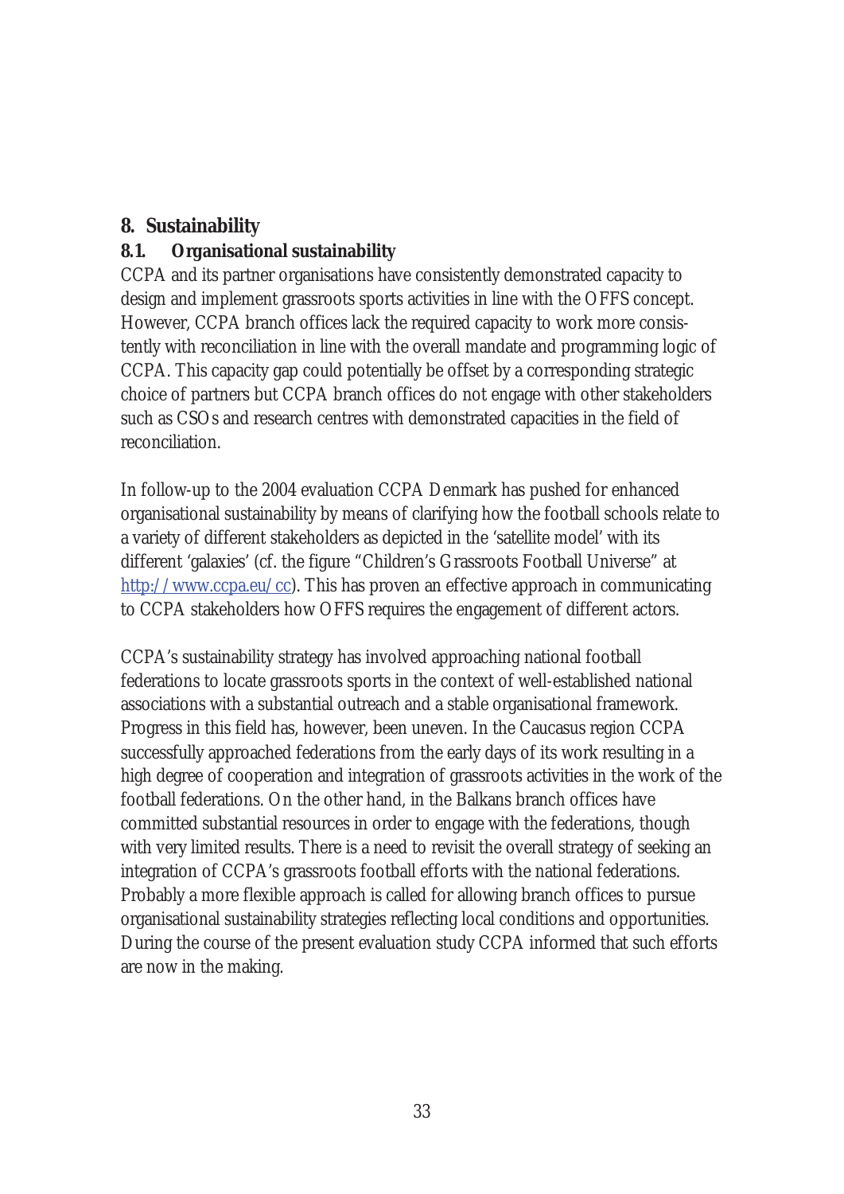# 8. Sustainability

## 8.1. Organisational sustainability

CCPA and its partner organisations have consistently demonstrated capacity to design and implement grassroots sports activities in line with the OFFS concept. However, CCPA branch offices lack the required capacity to work more consistently with reconciliation in line with the overall mandate and programming logic of CCPA. This capacity gap could potentially be offset by a corresponding strategic choice of partners but CCPA branch offices do not engage with other stakeholders such as CSOs and research centres with demonstrated capacities in the field of reconciliation.

In follow-up to the 2004 evaluation CCPA Denmark has pushed for enhanced organisational sustainability by means of clarifying how the football schools relate to a variety of different stakeholders as depicted in the 'satellite model' with its different 'galaxies' (cf. the figure "Children's Grassroots Football Universe" at [http://www.ccpa.eu/cc](http://www.ccpa.eu/cc)). This has proven an effective approach in communicating to CCPA stakeholders how OFFS requires the engagement of different actors.

CCPA's sustainability strategy has involved approaching national football federations to locate grassroots sports in the context of well-established national associations with a substantial outreach and a stable organisational framework. Progress in this field has, however, been uneven. In the Caucasus region CCPA successfully approached federations from the early days of its work resulting in a high degree of cooperation and integration of grassroots activities in the work of the football federations. On the other hand, in the Balkans branch offices have committed substantial resources in order to engage with the federations, though with very limited results. There is a need to revisit the overall strategy of seeking an integration of CCPA's grassroots football efforts with the national federations. Probably a more flexible approach is called for allowing branch offices to pursue organisational sustainability strategies reflecting local conditions and opportunities. During the course of the present evaluation study CCPA informed that such efforts are now in the making.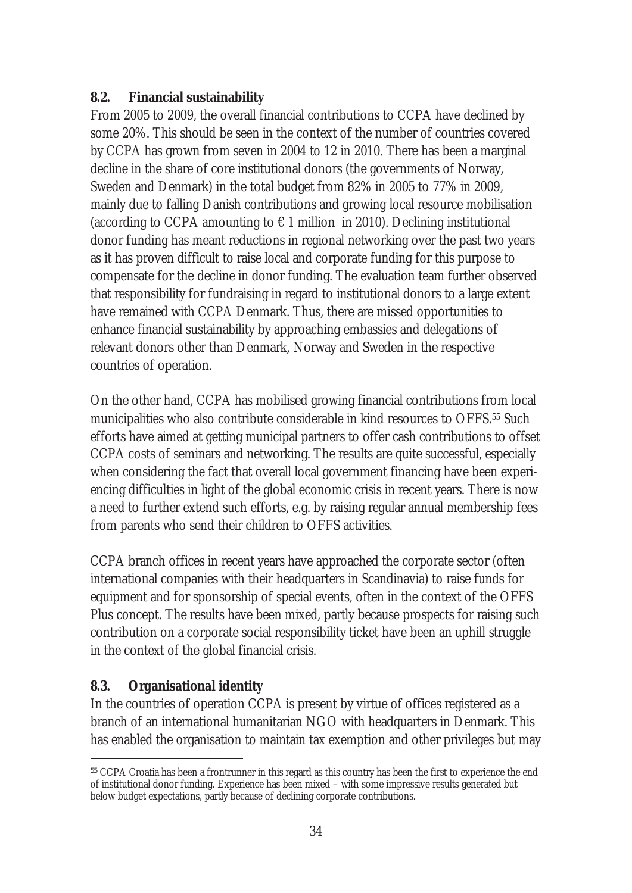## 8.2. Financial sustainability

From 2005 to 2009, the overall financial contributions to CCPA have declined by some 20%. This should be seen in the context of the number of countries covered by CCPA has grown from seven in 2004 to 12 in 2010. There has been a marginal decline in the share of core institutional donors (the governments of Norway, Sweden and Denmark) in the total budget from 82% in 2005 to 77% in 2009, mainly due to falling Danish contributions and growing local resource mobilisation (according to CCPA amounting to € 1 million in 2010). Declining institutional donor funding has meant reductions in regional networking over the past two years as it has proven difficult to raise local and corporate funding for this purpose to compensate for the decline in donor funding. The evaluation team further observed that responsibility for fundraising in regard to institutional donors to a large extent have remained with CCPA Denmark. Thus, there are missed opportunities to enhance financial sustainability by approaching embassies and delegations of relevant donors other than Denmark, Norway and Sweden in the respective countries of operation.

On the other hand, CCPA has mobilised growing financial contributions from local municipalities who also contribute considerable in kind resources to OFFS.[55] Such efforts have aimed at getting municipal partners to offer cash contributions to offset CCPA costs of seminars and networking. The results are quite successful, especially when considering the fact that overall local government financing have been experiencing difficulties in light of the global economic crisis in recent years. There is now a need to further extend such efforts, e.g. by raising regular annual membership fees from parents who send their children to OFFS activities.

CCPA branch offices in recent years have approached the corporate sector (often international companies with their headquarters in Scandinavia) to raise funds for equipment and for sponsorship of special events, often in the context of the OFFS Plus concept. The results have been mixed, partly because prospects for raising such contribution on a corporate social responsibility ticket have been an uphill struggle in the context of the global financial crisis.

## 8.3. Organisational identity

In the countries of operation CCPA is present by virtue of offices registered as a branch of an international humanitarian NGO with headquarters in Denmark. This has enabled the organisation to maintain tax exemption and other privileges but may

[55] CCPA Croatia has been a frontrunner in this regard as this country has been the first to experience the end of institutional donor funding. Experience has been mixed – with some impressive results generated but below budget expectations, partly because of declining corporate contributions.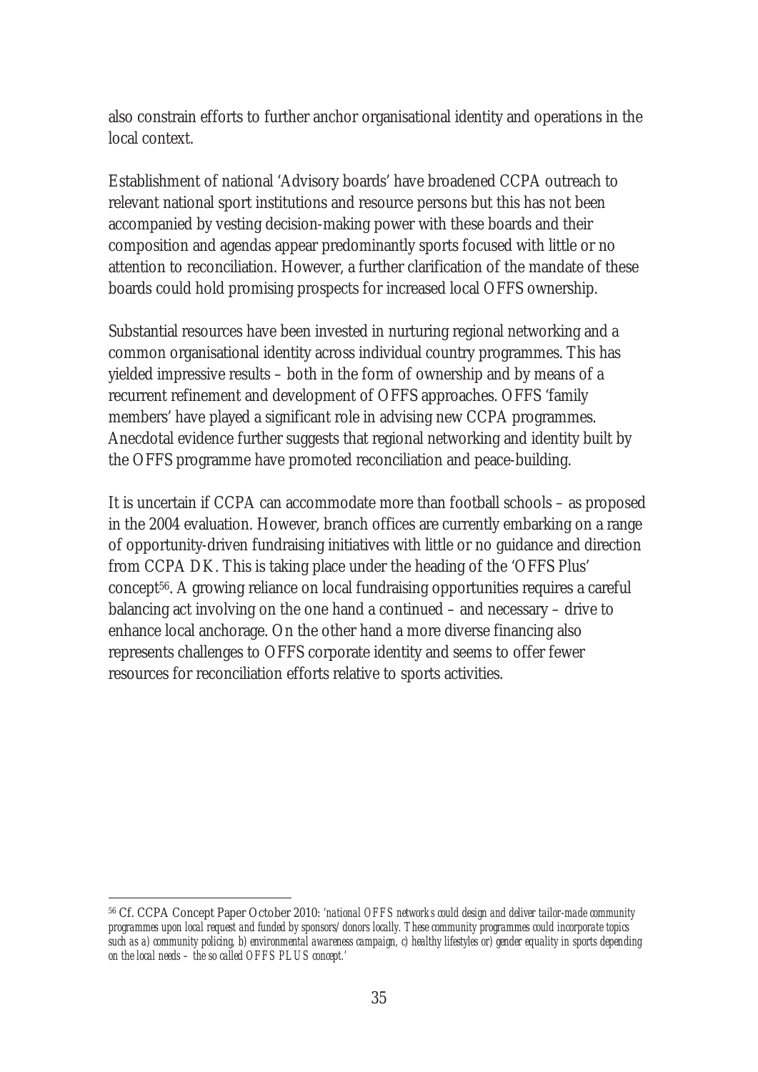also constrain efforts to further anchor organisational identity and operations in the local context.

Establishment of national 'Advisory boards' have broadened CCPA outreach to relevant national sport institutions and resource persons but this has not been accompanied by vesting decision-making power with these boards and their composition and agendas appear predominantly sports focused with little or no attention to reconciliation. However, a further clarification of the mandate of these boards could hold promising prospects for increased local OFFS ownership.

Substantial resources have been invested in nurturing regional networking and a common organisational identity across individual country programmes. This has yielded impressive results – both in the form of ownership and by means of a recurrent refinement and development of OFFS approaches. OFFS 'family members' have played a significant role in advising new CCPA programmes. Anecdotal evidence further suggests that regional networking and identity built by the OFFS programme have promoted reconciliation and peace-building.

It is uncertain if CCPA can accommodate more than football schools – as proposed in the 2004 evaluation. However, branch offices are currently embarking on a range of opportunity-driven fundraising initiatives with little or no guidance and direction from CCPA DK. This is taking place under the heading of the 'OFFS Plus' concept[56]. A growing reliance on local fundraising opportunities requires a careful balancing act involving on the one hand a continued – and necessary – drive to enhance local anchorage. On the other hand a more diverse financing also represents challenges to OFFS corporate identity and seems to offer fewer resources for reconciliation efforts relative to sports activities.

---

[56] Cf. CCPA Concept Paper October 2010: *'national OFFS networks could design and deliver tailor-made community programmes upon local request and funded by sponsors/donors locally. These community programmes could incorporate topics such as a) community policing, b) environmental awareness campaign, c) healthy lifestyles or) gender equality in sports depending on the local needs – the so called OFFS PLUS concept.'*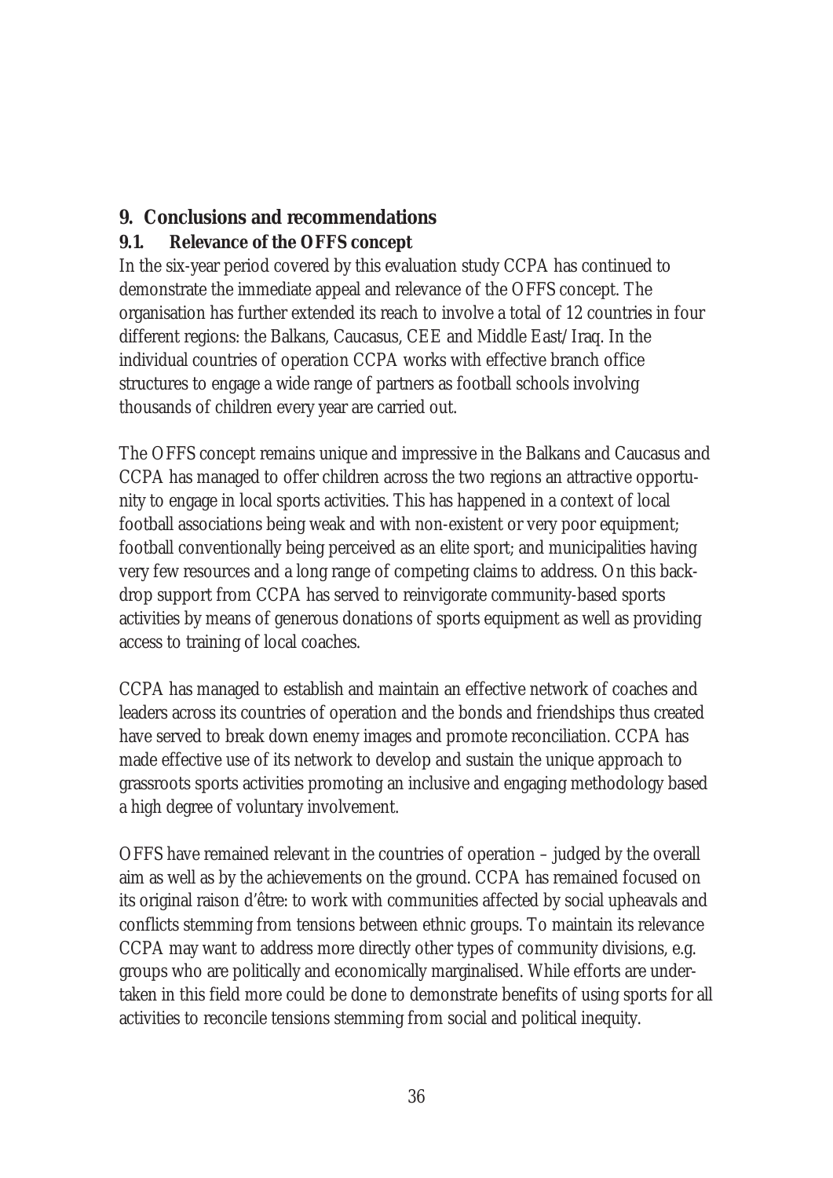## 9. Conclusions and recommendations

### 9.1. Relevance of the OFFS concept

In the six-year period covered by this evaluation study CCPA has continued to demonstrate the immediate appeal and relevance of the OFFS concept. The organisation has further extended its reach to involve a total of 12 countries in four different regions: the Balkans, Caucasus, CEE and Middle East/Iraq. In the individual countries of operation CCPA works with effective branch office structures to engage a wide range of partners as football schools involving thousands of children every year are carried out.

The OFFS concept remains unique and impressive in the Balkans and Caucasus and CCPA has managed to offer children across the two regions an attractive opportunity to engage in local sports activities. This has happened in a context of local football associations being weak and with non-existent or very poor equipment; football conventionally being perceived as an elite sport; and municipalities having very few resources and a long range of competing claims to address. On this backdrop support from CCPA has served to reinvigorate community-based sports activities by means of generous donations of sports equipment as well as providing access to training of local coaches.

CCPA has managed to establish and maintain an effective network of coaches and leaders across its countries of operation and the bonds and friendships thus created have served to break down enemy images and promote reconciliation. CCPA has made effective use of its network to develop and sustain the unique approach to grassroots sports activities promoting an inclusive and engaging methodology based a high degree of voluntary involvement.

OFFS have remained relevant in the countries of operation – judged by the overall aim as well as by the achievements on the ground. CCPA has remained focused on its original raison d'être: to work with communities affected by social upheavals and conflicts stemming from tensions between ethnic groups. To maintain its relevance CCPA may want to address more directly other types of community divisions, e.g. groups who are politically and economically marginalised. While efforts are undertaken in this field more could be done to demonstrate benefits of using sports for all activities to reconcile tensions stemming from social and political inequity.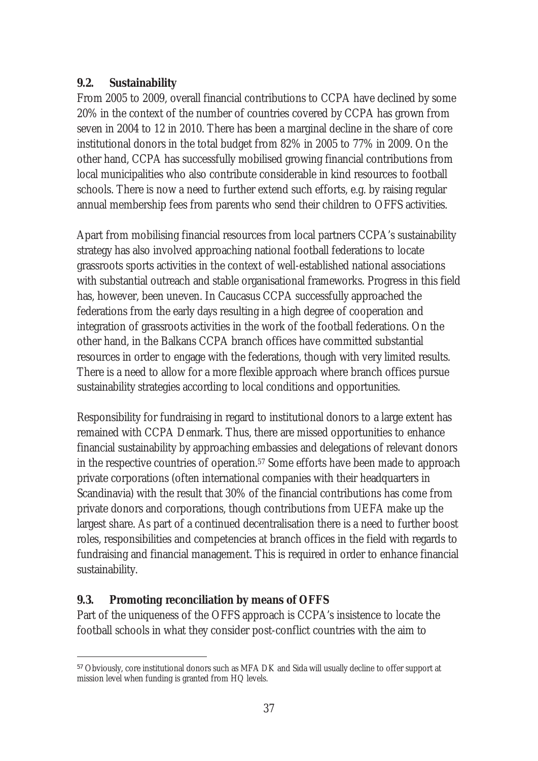### 9.2. Sustainability

From 2005 to 2009, overall financial contributions to CCPA have declined by some 20% in the context of the number of countries covered by CCPA has grown from seven in 2004 to 12 in 2010. There has been a marginal decline in the share of core institutional donors in the total budget from 82% in 2005 to 77% in 2009. On the other hand, CCPA has successfully mobilised growing financial contributions from local municipalities who also contribute considerable in kind resources to football schools. There is now a need to further extend such efforts, e.g. by raising regular annual membership fees from parents who send their children to OFFS activities.

Apart from mobilising financial resources from local partners CCPA's sustainability strategy has also involved approaching national football federations to locate grassroots sports activities in the context of well-established national associations with substantial outreach and stable organisational frameworks. Progress in this field has, however, been uneven. In Caucasus CCPA successfully approached the federations from the early days resulting in a high degree of cooperation and integration of grassroots activities in the work of the football federations. On the other hand, in the Balkans CCPA branch offices have committed substantial resources in order to engage with the federations, though with very limited results. There is a need to allow for a more flexible approach where branch offices pursue sustainability strategies according to local conditions and opportunities.

Responsibility for fundraising in regard to institutional donors to a large extent has remained with CCPA Denmark. Thus, there are missed opportunities to enhance financial sustainability by approaching embassies and delegations of relevant donors in the respective countries of operation.[57] Some efforts have been made to approach private corporations (often international companies with their headquarters in Scandinavia) with the result that 30% of the financial contributions has come from private donors and corporations, though contributions from UEFA make up the largest share. As part of a continued decentralisation there is a need to further boost roles, responsibilities and competencies at branch offices in the field with regards to fundraising and financial management. This is required in order to enhance financial sustainability.

### 9.3. Promoting reconciliation by means of OFFS

Part of the uniqueness of the OFFS approach is CCPA's insistence to locate the football schools in what they consider post-conflict countries with the aim to

[57] Obviously, core institutional donors such as MFA DK and Sida will usually decline to offer support at mission level when funding is granted from HQ levels.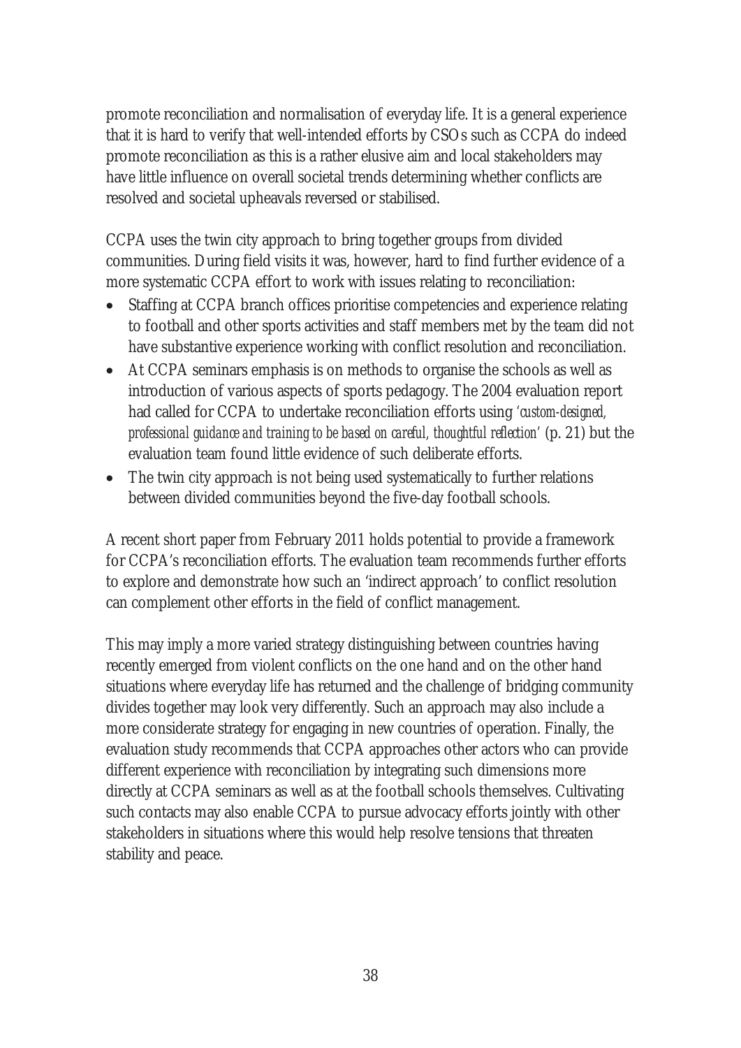promote reconciliation and normalisation of everyday life. It is a general experience that it is hard to verify that well-intended efforts by CSOs such as CCPA do indeed promote reconciliation as this is a rather elusive aim and local stakeholders may have little influence on overall societal trends determining whether conflicts are resolved and societal upheavals reversed or stabilised.

CCPA uses the twin city approach to bring together groups from divided communities. During field visits it was, however, hard to find further evidence of a more systematic CCPA effort to work with issues relating to reconciliation:

- Staffing at CCPA branch offices prioritise competencies and experience relating to football and other sports activities and staff members met by the team did not have substantive experience working with conflict resolution and reconciliation.
- At CCPA seminars emphasis is on methods to organise the schools as well as introduction of various aspects of sports pedagogy. The 2004 evaluation report had called for CCPA to undertake reconciliation efforts using *'custom-designed, professional guidance and training to be based on careful, thoughtful reflection'* (p. 21) but the evaluation team found little evidence of such deliberate efforts.
- The twin city approach is not being used systematically to further relations between divided communities beyond the five-day football schools.

A recent short paper from February 2011 holds potential to provide a framework for CCPA's reconciliation efforts. The evaluation team recommends further efforts to explore and demonstrate how such an 'indirect approach' to conflict resolution can complement other efforts in the field of conflict management.

This may imply a more varied strategy distinguishing between countries having recently emerged from violent conflicts on the one hand and on the other hand situations where everyday life has returned and the challenge of bridging community divides together may look very differently. Such an approach may also include a more considerate strategy for engaging in new countries of operation. Finally, the evaluation study recommends that CCPA approaches other actors who can provide different experience with reconciliation by integrating such dimensions more directly at CCPA seminars as well as at the football schools themselves. Cultivating such contacts may also enable CCPA to pursue advocacy efforts jointly with other stakeholders in situations where this would help resolve tensions that threaten stability and peace.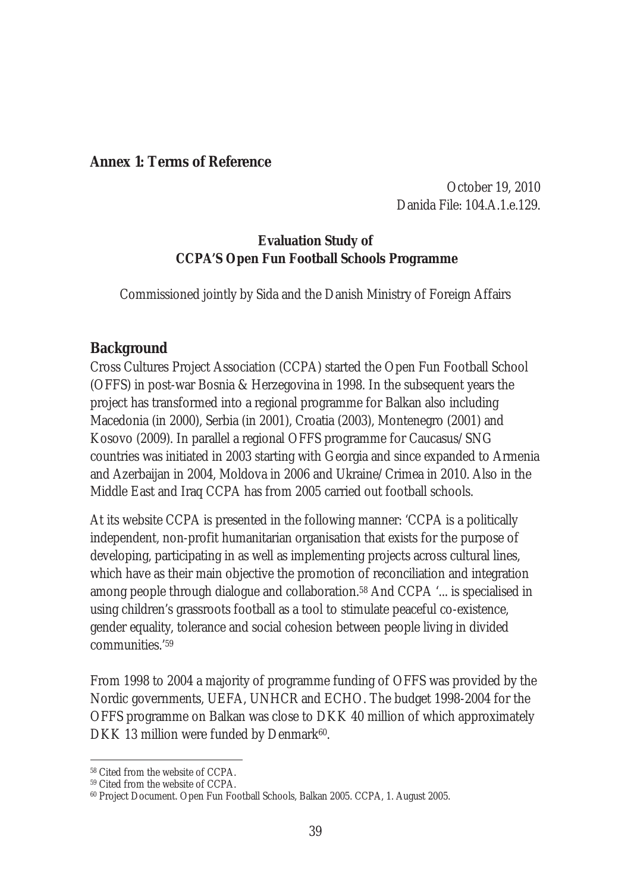## Annex 1: Terms of Reference

October 19, 2010
Danida File: 104.A.1.e.129.

**Evaluation Study of**
**CCPA'S Open Fun Football Schools Programme**

Commissioned jointly by Sida and the Danish Ministry of Foreign Affairs

### Background

Cross Cultures Project Association (CCPA) started the Open Fun Football School (OFFS) in post-war Bosnia & Herzegovina in 1998. In the subsequent years the project has transformed into a regional programme for Balkan also including Macedonia (in 2000), Serbia (in 2001), Croatia (2003), Montenegro (2001) and Kosovo (2009). In parallel a regional OFFS programme for Caucasus/SNG countries was initiated in 2003 starting with Georgia and since expanded to Armenia and Azerbaijan in 2004, Moldova in 2006 and Ukraine/Crimea in 2010. Also in the Middle East and Iraq CCPA has from 2005 carried out football schools.

At its website CCPA is presented in the following manner: 'CCPA is a politically independent, non-profit humanitarian organisation that exists for the purpose of developing, participating in as well as implementing projects across cultural lines, which have as their main objective the promotion of reconciliation and integration among people through dialogue and collaboration.[58] And CCPA '... is specialised in using children's grassroots football as a tool to stimulate peaceful co-existence, gender equality, tolerance and social cohesion between people living in divided communities.'[59]

From 1998 to 2004 a majority of programme funding of OFFS was provided by the Nordic governments, UEFA, UNHCR and ECHO. The budget 1998-2004 for the OFFS programme on Balkan was close to DKK 40 million of which approximately DKK 13 million were funded by Denmark[60].

[58] Cited from the website of CCPA.
[59] Cited from the website of CCPA.
[60] Project Document. Open Fun Football Schools, Balkan 2005. CCPA, 1. August 2005.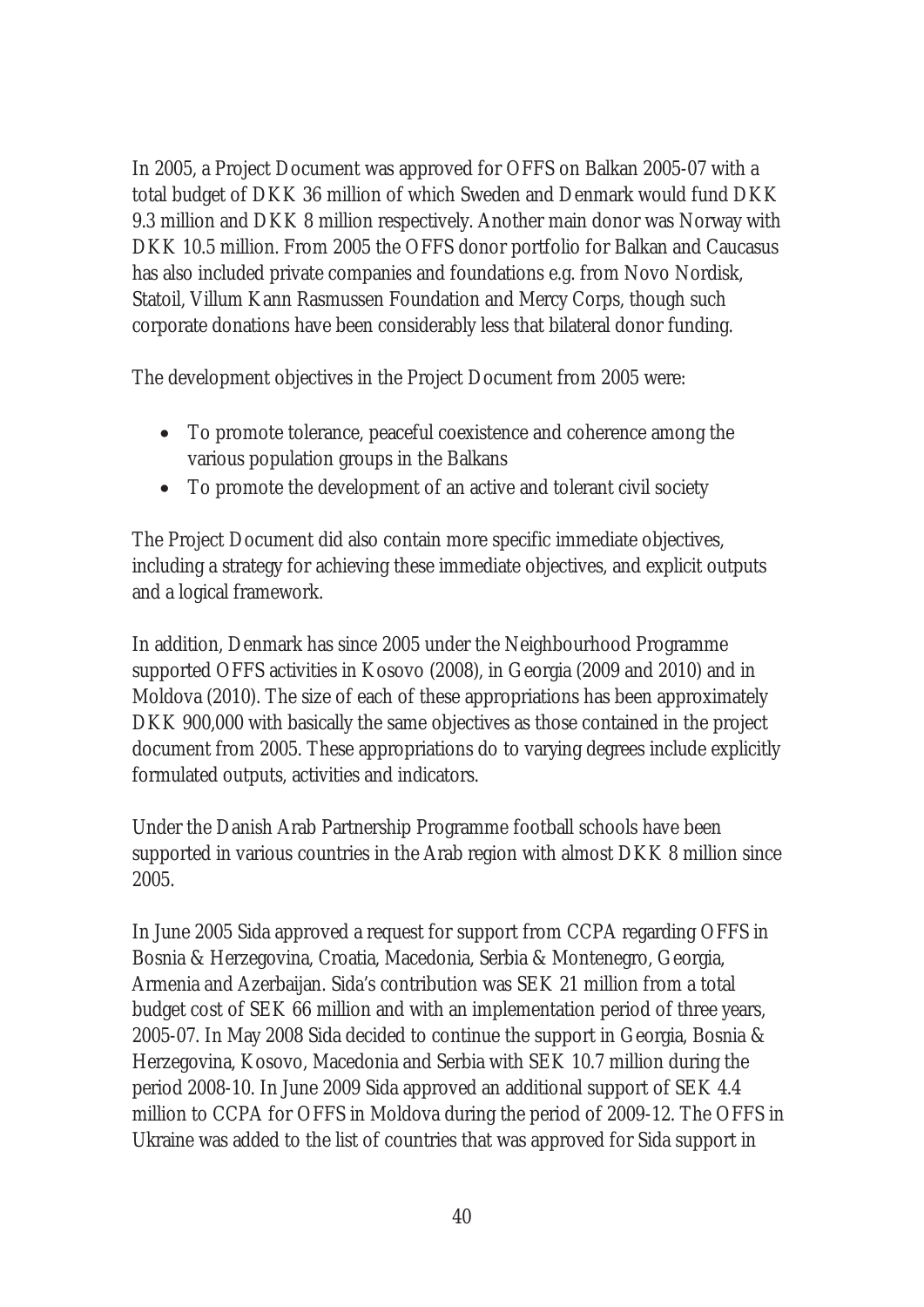In 2005, a Project Document was approved for OFFS on Balkan 2005-07 with a total budget of DKK 36 million of which Sweden and Denmark would fund DKK 9.3 million and DKK 8 million respectively. Another main donor was Norway with DKK 10.5 million. From 2005 the OFFS donor portfolio for Balkan and Caucasus has also included private companies and foundations e.g. from Novo Nordisk, Statoil, Villum Kann Rasmussen Foundation and Mercy Corps, though such corporate donations have been considerably less that bilateral donor funding.

The development objectives in the Project Document from 2005 were:

- To promote tolerance, peaceful coexistence and coherence among the various population groups in the Balkans
- To promote the development of an active and tolerant civil society

The Project Document did also contain more specific immediate objectives, including a strategy for achieving these immediate objectives, and explicit outputs and a logical framework.

In addition, Denmark has since 2005 under the Neighbourhood Programme supported OFFS activities in Kosovo (2008), in Georgia (2009 and 2010) and in Moldova (2010). The size of each of these appropriations has been approximately DKK 900,000 with basically the same objectives as those contained in the project document from 2005. These appropriations do to varying degrees include explicitly formulated outputs, activities and indicators.

Under the Danish Arab Partnership Programme football schools have been supported in various countries in the Arab region with almost DKK 8 million since 2005.

In June 2005 Sida approved a request for support from CCPA regarding OFFS in Bosnia & Herzegovina, Croatia, Macedonia, Serbia & Montenegro, Georgia, Armenia and Azerbaijan. Sida's contribution was SEK 21 million from a total budget cost of SEK 66 million and with an implementation period of three years, 2005-07. In May 2008 Sida decided to continue the support in Georgia, Bosnia & Herzegovina, Kosovo, Macedonia and Serbia with SEK 10.7 million during the period 2008-10. In June 2009 Sida approved an additional support of SEK 4.4 million to CCPA for OFFS in Moldova during the period of 2009-12. The OFFS in Ukraine was added to the list of countries that was approved for Sida support in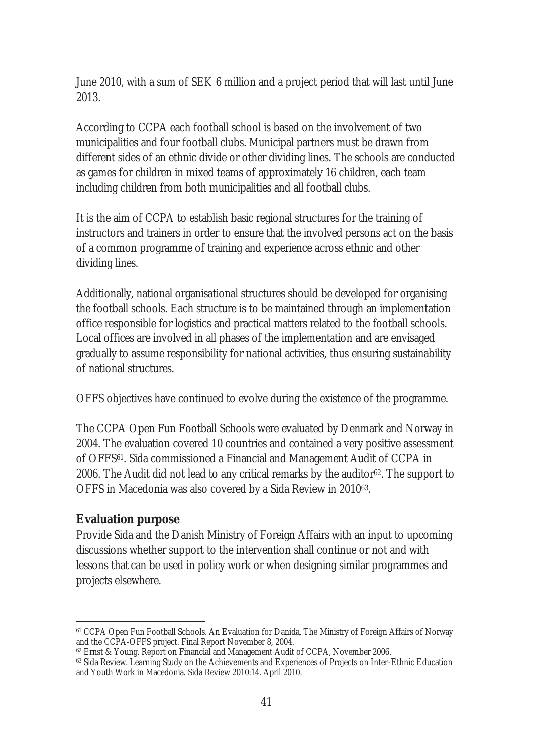June 2010, with a sum of SEK 6 million and a project period that will last until June 2013.

According to CCPA each football school is based on the involvement of two municipalities and four football clubs. Municipal partners must be drawn from different sides of an ethnic divide or other dividing lines. The schools are conducted as games for children in mixed teams of approximately 16 children, each team including children from both municipalities and all football clubs.

It is the aim of CCPA to establish basic regional structures for the training of instructors and trainers in order to ensure that the involved persons act on the basis of a common programme of training and experience across ethnic and other dividing lines.

Additionally, national organisational structures should be developed for organising the football schools. Each structure is to be maintained through an implementation office responsible for logistics and practical matters related to the football schools. Local offices are involved in all phases of the implementation and are envisaged gradually to assume responsibility for national activities, thus ensuring sustainability of national structures.

OFFS objectives have continued to evolve during the existence of the programme.

The CCPA Open Fun Football Schools were evaluated by Denmark and Norway in 2004. The evaluation covered 10 countries and contained a very positive assessment of OFFS[61]. Sida commissioned a Financial and Management Audit of CCPA in 2006. The Audit did not lead to any critical remarks by the auditor[62]. The support to OFFS in Macedonia was also covered by a Sida Review in 2010[63].

## Evaluation purpose

Provide Sida and the Danish Ministry of Foreign Affairs with an input to upcoming discussions whether support to the intervention shall continue or not and with lessons that can be used in policy work or when designing similar programmes and projects elsewhere.

---

[61] CCPA Open Fun Football Schools. An Evaluation for Danida, The Ministry of Foreign Affairs of Norway and the CCPA-OFFS project. Final Report November 8, 2004.

[62] Ernst & Young. Report on Financial and Management Audit of CCPA, November 2006.

[63] Sida Review. Learning Study on the Achievements and Experiences of Projects on Inter-Ethnic Education and Youth Work in Macedonia. Sida Review 2010:14. April 2010.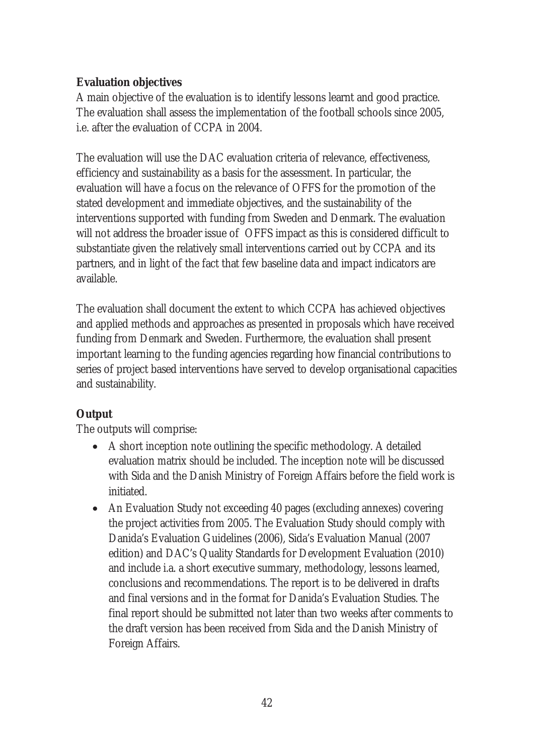**Evaluation objectives**

A main objective of the evaluation is to identify lessons learnt and good practice. The evaluation shall assess the implementation of the football schools since 2005, i.e. after the evaluation of CCPA in 2004.

The evaluation will use the DAC evaluation criteria of relevance, effectiveness, efficiency and sustainability as a basis for the assessment. In particular, the evaluation will have a focus on the relevance of OFFS for the promotion of the stated development and immediate objectives, and the sustainability of the interventions supported with funding from Sweden and Denmark. The evaluation will not address the broader issue of OFFS impact as this is considered difficult to substantiate given the relatively small interventions carried out by CCPA and its partners, and in light of the fact that few baseline data and impact indicators are available.

The evaluation shall document the extent to which CCPA has achieved objectives and applied methods and approaches as presented in proposals which have received funding from Denmark and Sweden. Furthermore, the evaluation shall present important learning to the funding agencies regarding how financial contributions to series of project based interventions have served to develop organisational capacities and sustainability.

**Output**

The outputs will comprise:

- A short inception note outlining the specific methodology. A detailed evaluation matrix should be included. The inception note will be discussed with Sida and the Danish Ministry of Foreign Affairs before the field work is initiated.
- An Evaluation Study not exceeding 40 pages (excluding annexes) covering the project activities from 2005. The Evaluation Study should comply with Danida's Evaluation Guidelines (2006), Sida's Evaluation Manual (2007 edition) and DAC's Quality Standards for Development Evaluation (2010) and include i.a. a short executive summary, methodology, lessons learned, conclusions and recommendations. The report is to be delivered in drafts and final versions and in the format for Danida's Evaluation Studies. The final report should be submitted not later than two weeks after comments to the draft version has been received from Sida and the Danish Ministry of Foreign Affairs.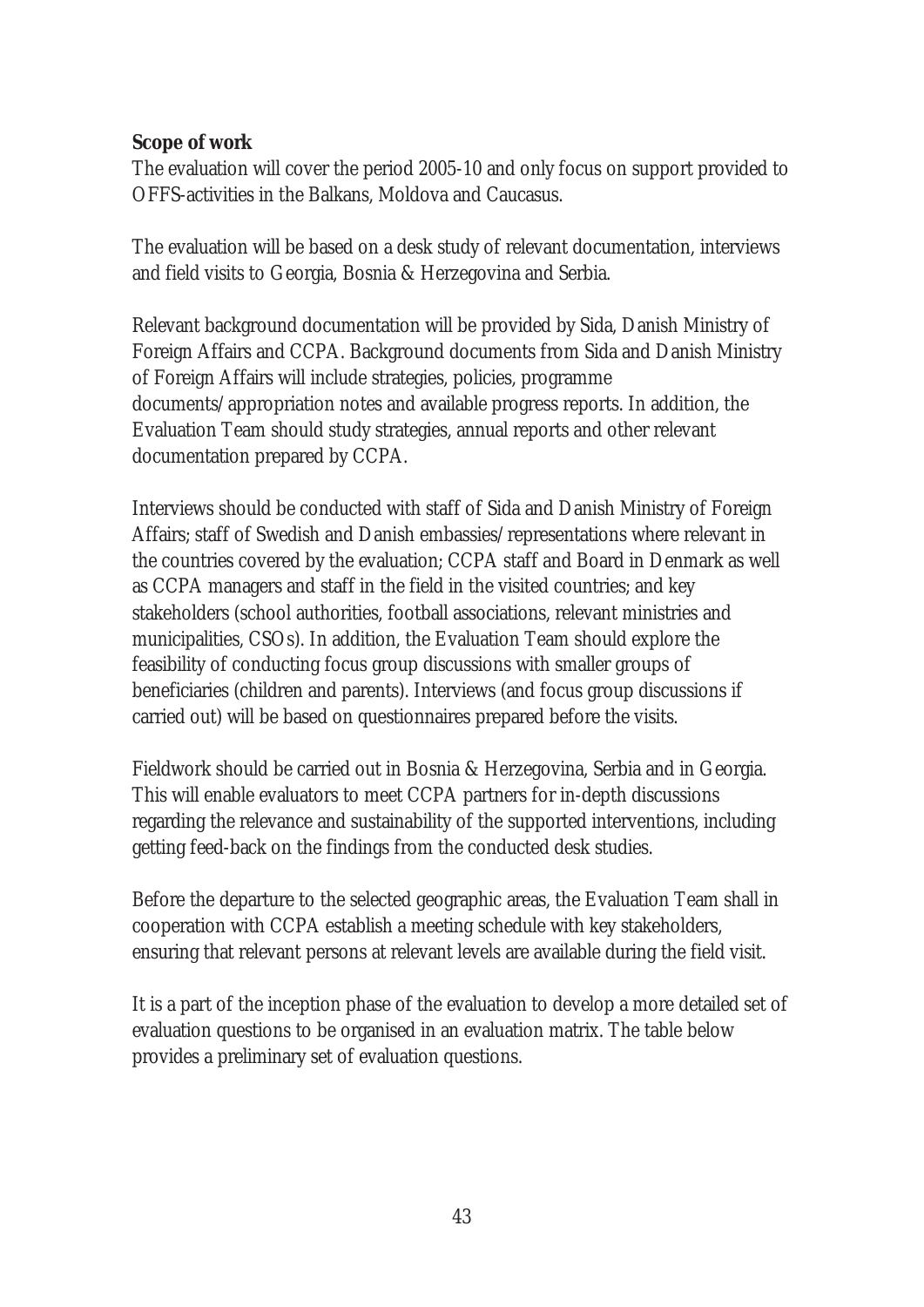**Scope of work**

The evaluation will cover the period 2005-10 and only focus on support provided to OFFS-activities in the Balkans, Moldova and Caucasus.

The evaluation will be based on a desk study of relevant documentation, interviews and field visits to Georgia, Bosnia & Herzegovina and Serbia.

Relevant background documentation will be provided by Sida, Danish Ministry of Foreign Affairs and CCPA. Background documents from Sida and Danish Ministry of Foreign Affairs will include strategies, policies, programme documents/appropriation notes and available progress reports. In addition, the Evaluation Team should study strategies, annual reports and other relevant documentation prepared by CCPA.

Interviews should be conducted with staff of Sida and Danish Ministry of Foreign Affairs; staff of Swedish and Danish embassies/representations where relevant in the countries covered by the evaluation; CCPA staff and Board in Denmark as well as CCPA managers and staff in the field in the visited countries; and key stakeholders (school authorities, football associations, relevant ministries and municipalities, CSOs). In addition, the Evaluation Team should explore the feasibility of conducting focus group discussions with smaller groups of beneficiaries (children and parents). Interviews (and focus group discussions if carried out) will be based on questionnaires prepared before the visits.

Fieldwork should be carried out in Bosnia & Herzegovina, Serbia and in Georgia. This will enable evaluators to meet CCPA partners for in-depth discussions regarding the relevance and sustainability of the supported interventions, including getting feed-back on the findings from the conducted desk studies.

Before the departure to the selected geographic areas, the Evaluation Team shall in cooperation with CCPA establish a meeting schedule with key stakeholders, ensuring that relevant persons at relevant levels are available during the field visit.

It is a part of the inception phase of the evaluation to develop a more detailed set of evaluation questions to be organised in an evaluation matrix. The table below provides a preliminary set of evaluation questions.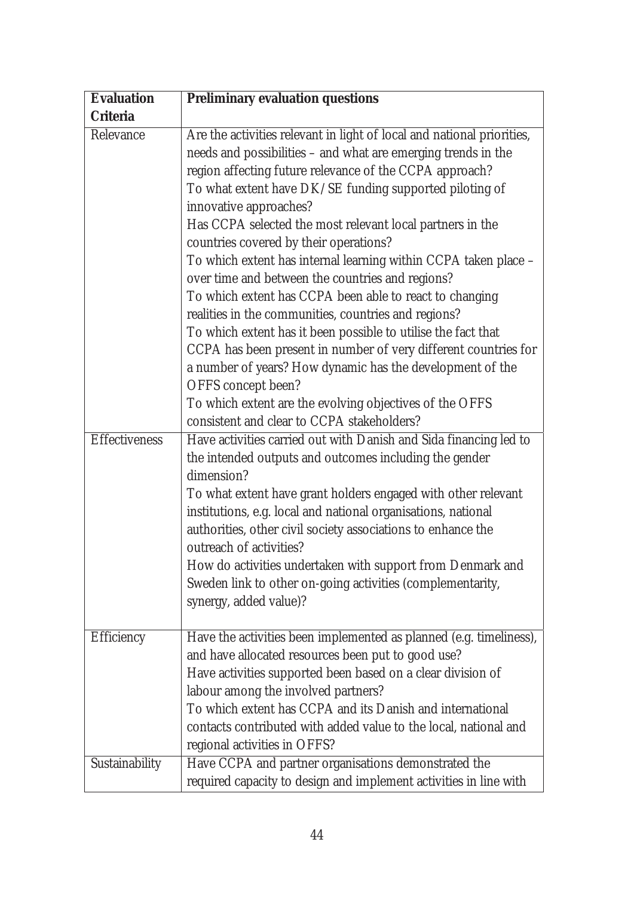| Evaluation Criteria | Preliminary evaluation questions |
|---|---|
| Relevance | Are the activities relevant in light of local and national priorities, needs and possibilities – and what are emerging trends in the region affecting future relevance of the CCPA approach?<br>To what extent have DK/SE funding supported piloting of innovative approaches?<br>Has CCPA selected the most relevant local partners in the countries covered by their operations?<br>To which extent has internal learning within CCPA taken place – over time and between the countries and regions?<br>To which extent has CCPA been able to react to changing realities in the communities, countries and regions?<br>To which extent has it been possible to utilise the fact that CCPA has been present in number of very different countries for a number of years? How dynamic has the development of the OFFS concept been?<br>To which extent are the evolving objectives of the OFFS consistent and clear to CCPA stakeholders? |
| Effectiveness | Have activities carried out with Danish and Sida financing led to the intended outputs and outcomes including the gender dimension?<br>To what extent have grant holders engaged with other relevant institutions, e.g. local and national organisations, national authorities, other civil society associations to enhance the outreach of activities?<br>How do activities undertaken with support from Denmark and Sweden link to other on-going activities (complementarity, synergy, added value)? |
| Efficiency | Have the activities been implemented as planned (e.g. timeliness), and have allocated resources been put to good use?<br>Have activities supported been based on a clear division of labour among the involved partners?<br>To which extent has CCPA and its Danish and international contacts contributed with added value to the local, national and regional activities in OFFS? |
| Sustainability | Have CCPA and partner organisations demonstrated the required capacity to design and implement activities in line with |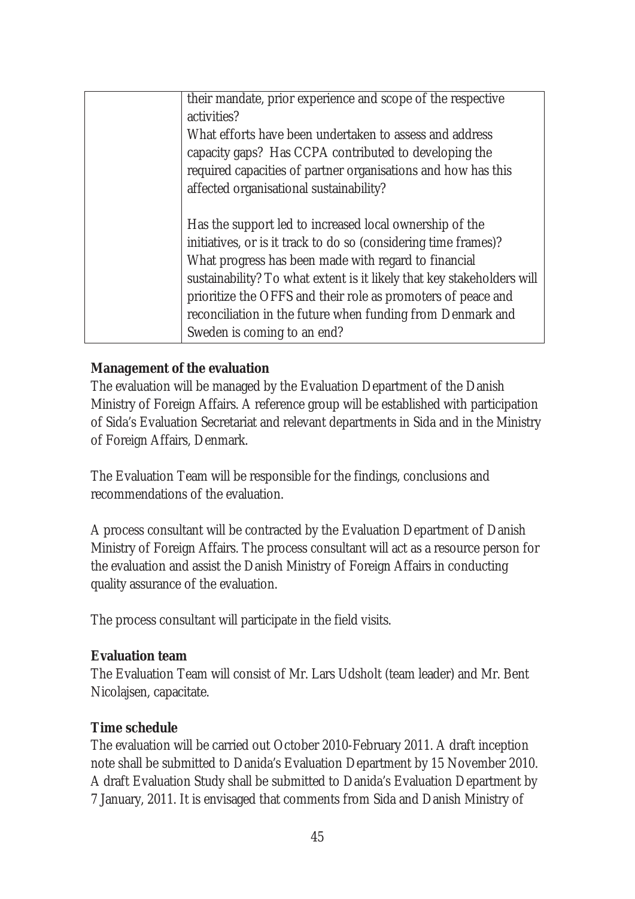| | |
|---|---|
| | their mandate, prior experience and scope of the respective activities?<br>What efforts have been undertaken to assess and address capacity gaps? Has CCPA contributed to developing the required capacities of partner organisations and how has this affected organisational sustainability?<br><br>Has the support led to increased local ownership of the initiatives, or is it track to do so (considering time frames)? What progress has been made with regard to financial sustainability? To what extent is it likely that key stakeholders will prioritize the OFFS and their role as promoters of peace and reconciliation in the future when funding from Denmark and Sweden is coming to an end? |

**Management of the evaluation**

The evaluation will be managed by the Evaluation Department of the Danish Ministry of Foreign Affairs. A reference group will be established with participation of Sida's Evaluation Secretariat and relevant departments in Sida and in the Ministry of Foreign Affairs, Denmark.

The Evaluation Team will be responsible for the findings, conclusions and recommendations of the evaluation.

A process consultant will be contracted by the Evaluation Department of Danish Ministry of Foreign Affairs. The process consultant will act as a resource person for the evaluation and assist the Danish Ministry of Foreign Affairs in conducting quality assurance of the evaluation.

The process consultant will participate in the field visits.

**Evaluation team**

The Evaluation Team will consist of Mr. Lars Udsholt (team leader) and Mr. Bent Nicolajsen, capacitate.

**Time schedule**

The evaluation will be carried out October 2010-February 2011. A draft inception note shall be submitted to Danida's Evaluation Department by 15 November 2010. A draft Evaluation Study shall be submitted to Danida's Evaluation Department by 7 January, 2011. It is envisaged that comments from Sida and Danish Ministry of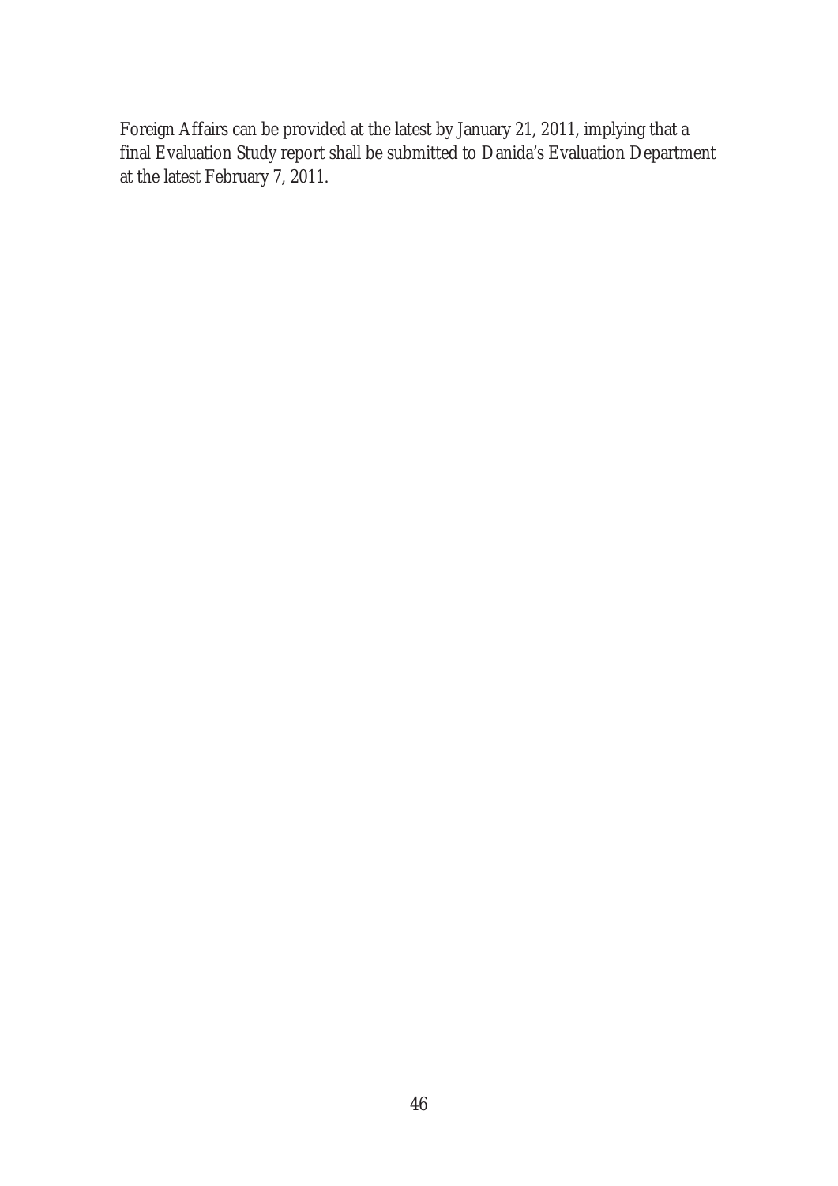Foreign Affairs can be provided at the latest by January 21, 2011, implying that a final Evaluation Study report shall be submitted to Danida's Evaluation Department at the latest February 7, 2011.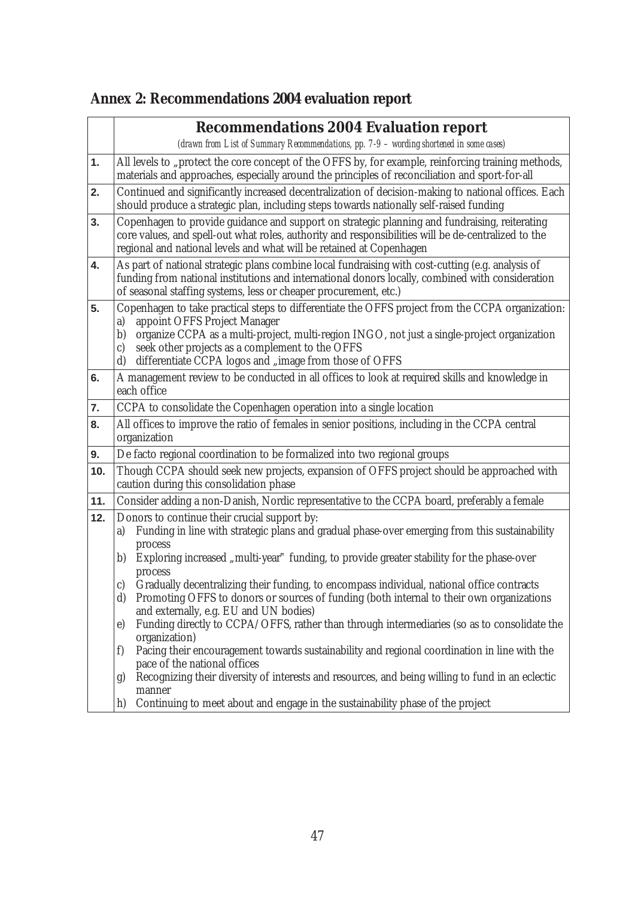## Annex 2: Recommendations 2004 evaluation report

| | **Recommendations 2004 Evaluation report**<br>*(drawn from List of Summary Recommendations, pp. 7-9 – wording shortened in some cases)* |
|---|---|
| **1.** | All levels to „protect the core concept of the OFFS by, for example, reinforcing training methods, materials and approaches, especially around the principles of reconciliation and sport-for-all |
| **2.** | Continued and significantly increased decentralization of decision-making to national offices. Each should produce a strategic plan, including steps towards nationally self-raised funding |
| **3.** | Copenhagen to provide guidance and support on strategic planning and fundraising, reiterating core values, and spell-out what roles, authority and responsibilities will be de-centralized to the regional and national levels and what will be retained at Copenhagen |
| **4.** | As part of national strategic plans combine local fundraising with cost-cutting (e.g. analysis of funding from national institutions and international donors locally, combined with consideration of seasonal staffing systems, less or cheaper procurement, etc.) |
| **5.** | Copenhagen to take practical steps to differentiate the OFFS project from the CCPA organization:<br>a) appoint OFFS Project Manager<br>b) organize CCPA as a multi-project, multi-region INGO, not just a single-project organization<br>c) seek other projects as a complement to the OFFS<br>d) differentiate CCPA logos and „image from those of OFFS |
| **6.** | A management review to be conducted in all offices to look at required skills and knowledge in each office |
| **7.** | CCPA to consolidate the Copenhagen operation into a single location |
| **8.** | All offices to improve the ratio of females in senior positions, including in the CCPA central organization |
| **9.** | De facto regional coordination to be formalized into two regional groups |
| **10.** | Though CCPA should seek new projects, expansion of OFFS project should be approached with caution during this consolidation phase |
| **11.** | Consider adding a non-Danish, Nordic representative to the CCPA board, preferably a female |
| **12.** | Donors to continue their crucial support by:<br>a) Funding in line with strategic plans and gradual phase-over emerging from this sustainability process<br>b) Exploring increased „multi-year" funding, to provide greater stability for the phase-over process<br>c) Gradually decentralizing their funding, to encompass individual, national office contracts<br>d) Promoting OFFS to donors or sources of funding (both internal to their own organizations and externally, e.g. EU and UN bodies)<br>e) Funding directly to CCPA/OFFS, rather than through intermediaries (so as to consolidate the organization)<br>f) Pacing their encouragement towards sustainability and regional coordination in line with the pace of the national offices<br>g) Recognizing their diversity of interests and resources, and being willing to fund in an eclectic manner<br>h) Continuing to meet about and engage in the sustainability phase of the project |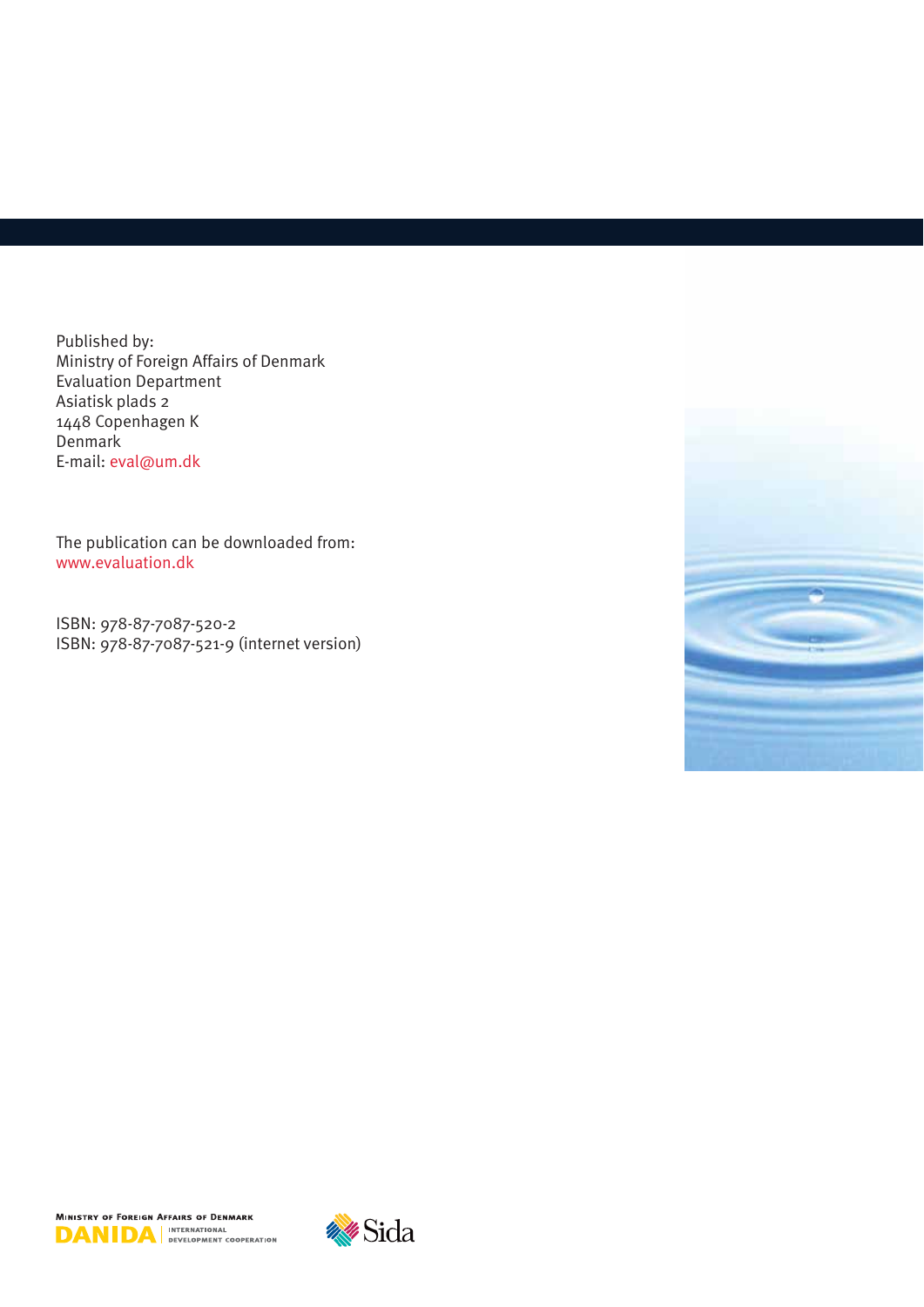Published by:
Ministry of Foreign Affairs of Denmark
Evaluation Department
Asiatisk plads 2
1448 Copenhagen K
Denmark
E-mail: eval@um.dk

The publication can be downloaded from:
www.evaluation.dk

ISBN: 978-87-7087-520-2
ISBN: 978-87-7087-521-9 (internet version)

MINISTRY OF FOREIGN AFFAIRS OF DENMARK
DANIDA | INTERNATIONAL DEVELOPMENT COOPERATION

Sida